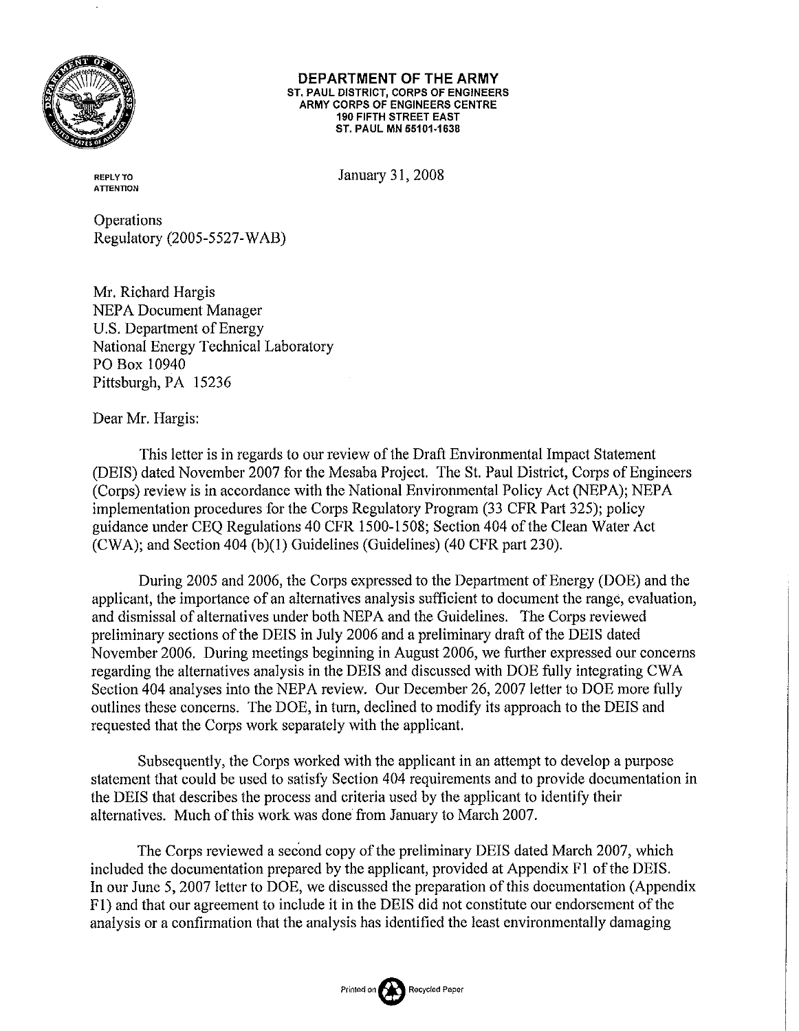**DEPARTMENT OF THE ARMY**
ST. PAUL DISTRICT, CORPS OF ENGINEERS
ARMY CORPS OF ENGINEERS CENTRE
190 FIFTH STREET EAST
ST. PAUL MN 55101-1638

REPLY TO ATTENTION

January 31, 2008

Operations
Regulatory (2005-5527-WAB)

Mr. Richard Hargis
NEPA Document Manager
U.S. Department of Energy
National Energy Technical Laboratory
PO Box 10940
Pittsburgh, PA 15236

Dear Mr. Hargis:

This letter is in regards to our review of the Draft Environmental Impact Statement (DEIS) dated November 2007 for the Mesaba Project. The St. Paul District, Corps of Engineers (Corps) review is in accordance with the National Environmental Policy Act (NEPA); NEPA implementation procedures for the Corps Regulatory Program (33 CFR Part 325); policy guidance under CEQ Regulations 40 CFR 1500-1508; Section 404 of the Clean Water Act (CWA); and Section 404 (b)(1) Guidelines (Guidelines) (40 CFR part 230).

During 2005 and 2006, the Corps expressed to the Department of Energy (DOE) and the applicant, the importance of an alternatives analysis sufficient to document the range, evaluation, and dismissal of alternatives under both NEPA and the Guidelines. The Corps reviewed preliminary sections of the DEIS in July 2006 and a preliminary draft of the DEIS dated November 2006. During meetings beginning in August 2006, we further expressed our concerns regarding the alternatives analysis in the DEIS and discussed with DOE fully integrating CWA Section 404 analyses into the NEPA review. Our December 26, 2007 letter to DOE more fully outlines these concerns. The DOE, in turn, declined to modify its approach to the DEIS and requested that the Corps work separately with the applicant.

Subsequently, the Corps worked with the applicant in an attempt to develop a purpose statement that could be used to satisfy Section 404 requirements and to provide documentation in the DEIS that describes the process and criteria used by the applicant to identify their alternatives. Much of this work was done from January to March 2007.

The Corps reviewed a second copy of the preliminary DEIS dated March 2007, which included the documentation prepared by the applicant, provided at Appendix F1 of the DEIS. In our June 5, 2007 letter to DOE, we discussed the preparation of this documentation (Appendix F1) and that our agreement to include it in the DEIS did not constitute our endorsement of the analysis or a confirmation that the analysis has identified the least environmentally damaging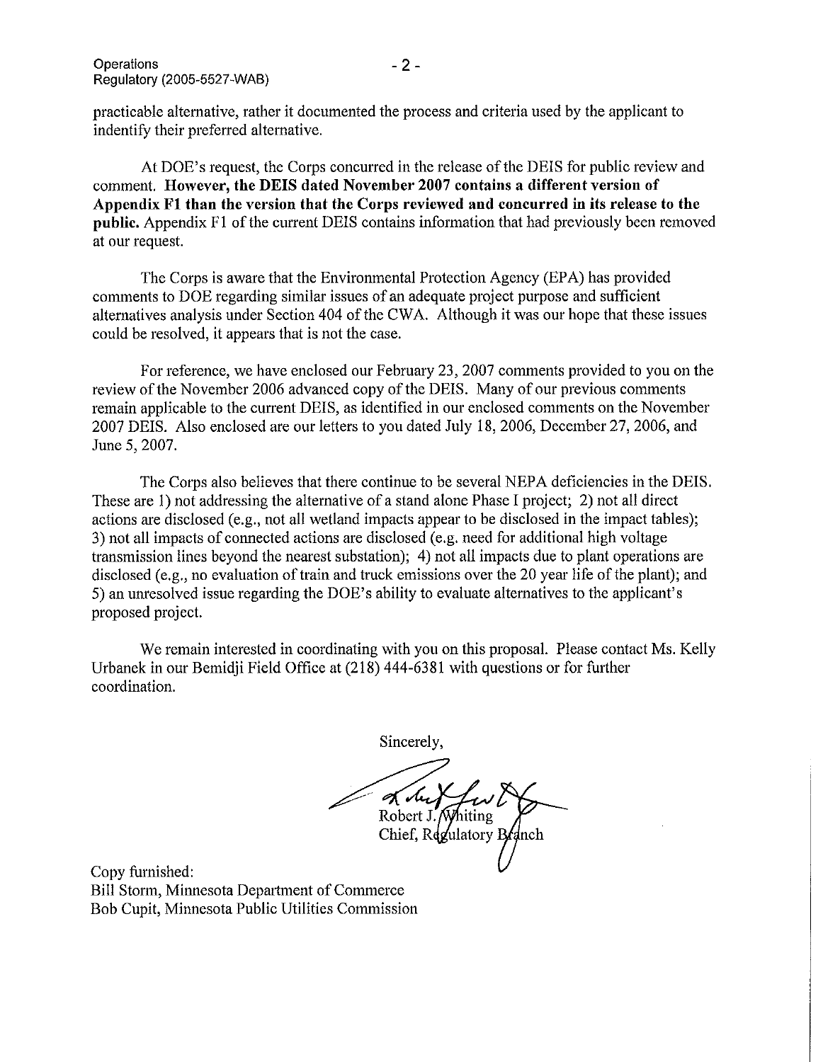practicable alternative, rather it documented the process and criteria used by the applicant to indentify their preferred alternative.

At DOE's request, the Corps concurred in the release of the DEIS for public review and comment. **However, the DEIS dated November 2007 contains a different version of Appendix F1 than the version that the Corps reviewed and concurred in its release to the public.** Appendix F1 of the current DEIS contains information that had previously been removed at our request.

The Corps is aware that the Environmental Protection Agency (EPA) has provided comments to DOE regarding similar issues of an adequate project purpose and sufficient alternatives analysis under Section 404 of the CWA. Although it was our hope that these issues could be resolved, it appears that is not the case.

For reference, we have enclosed our February 23, 2007 comments provided to you on the review of the November 2006 advanced copy of the DEIS. Many of our previous comments remain applicable to the current DEIS, as identified in our enclosed comments on the November 2007 DEIS. Also enclosed are our letters to you dated July 18, 2006, December 27, 2006, and June 5, 2007.

The Corps also believes that there continue to be several NEPA deficiencies in the DEIS. These are 1) not addressing the alternative of a stand alone Phase I project; 2) not all direct actions are disclosed (e.g., not all wetland impacts appear to be disclosed in the impact tables); 3) not all impacts of connected actions are disclosed (e.g. need for additional high voltage transmission lines beyond the nearest substation); 4) not all impacts due to plant operations are disclosed (e.g., no evaluation of train and truck emissions over the 20 year life of the plant); and 5) an unresolved issue regarding the DOE's ability to evaluate alternatives to the applicant's proposed project.

We remain interested in coordinating with you on this proposal. Please contact Ms. Kelly Urbanek in our Bemidji Field Office at (218) 444-6381 with questions or for further coordination.

Sincerely,

Robert J. Whiting
Chief, Regulatory Branch

Copy furnished:
Bill Storm, Minnesota Department of Commerce
Bob Cupit, Minnesota Public Utilities Commission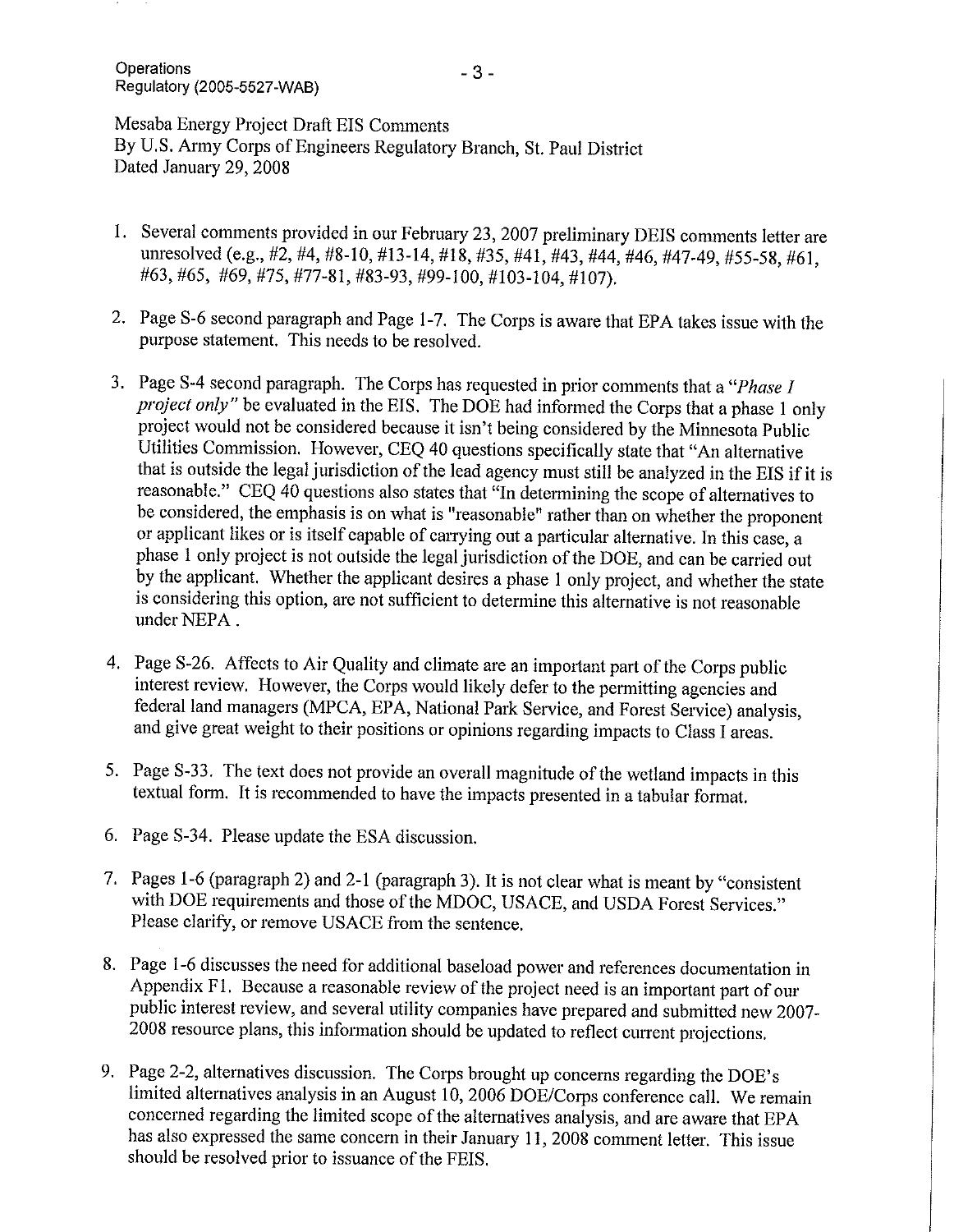Mesaba Energy Project Draft EIS Comments
By U.S. Army Corps of Engineers Regulatory Branch, St. Paul District
Dated January 29, 2008

1. Several comments provided in our February 23, 2007 preliminary DEIS comments letter are unresolved (e.g., #2, #4, #8-10, #13-14, #18, #35, #41, #43, #44, #46, #47-49, #55-58, #61, #63, #65, #69, #75, #77-81, #83-93, #99-100, #103-104, #107).

2. Page S-6 second paragraph and Page 1-7. The Corps is aware that EPA takes issue with the purpose statement. This needs to be resolved.

3. Page S-4 second paragraph. The Corps has requested in prior comments that a "*Phase I project only*" be evaluated in the EIS. The DOE had informed the Corps that a phase 1 only project would not be considered because it isn't being considered by the Minnesota Public Utilities Commission. However, CEQ 40 questions specifically state that "An alternative that is outside the legal jurisdiction of the lead agency must still be analyzed in the EIS if it is reasonable." CEQ 40 questions also states that "In determining the scope of alternatives to be considered, the emphasis is on what is "reasonable" rather than on whether the proponent or applicant likes or is itself capable of carrying out a particular alternative. In this case, a phase 1 only project is not outside the legal jurisdiction of the DOE, and can be carried out by the applicant. Whether the applicant desires a phase 1 only project, and whether the state is considering this option, are not sufficient to determine this alternative is not reasonable under NEPA .

4. Page S-26. Affects to Air Quality and climate are an important part of the Corps public interest review. However, the Corps would likely defer to the permitting agencies and federal land managers (MPCA, EPA, National Park Service, and Forest Service) analysis, and give great weight to their positions or opinions regarding impacts to Class I areas.

5. Page S-33. The text does not provide an overall magnitude of the wetland impacts in this textual form. It is recommended to have the impacts presented in a tabular format.

6. Page S-34. Please update the ESA discussion.

7. Pages 1-6 (paragraph 2) and 2-1 (paragraph 3). It is not clear what is meant by "consistent with DOE requirements and those of the MDOC, USACE, and USDA Forest Services." Please clarify, or remove USACE from the sentence.

8. Page 1-6 discusses the need for additional baseload power and references documentation in Appendix F1. Because a reasonable review of the project need is an important part of our public interest review, and several utility companies have prepared and submitted new 2007-2008 resource plans, this information should be updated to reflect current projections.

9. Page 2-2, alternatives discussion. The Corps brought up concerns regarding the DOE's limited alternatives analysis in an August 10, 2006 DOE/Corps conference call. We remain concerned regarding the limited scope of the alternatives analysis, and are aware that EPA has also expressed the same concern in their January 11, 2008 comment letter. This issue should be resolved prior to issuance of the FEIS.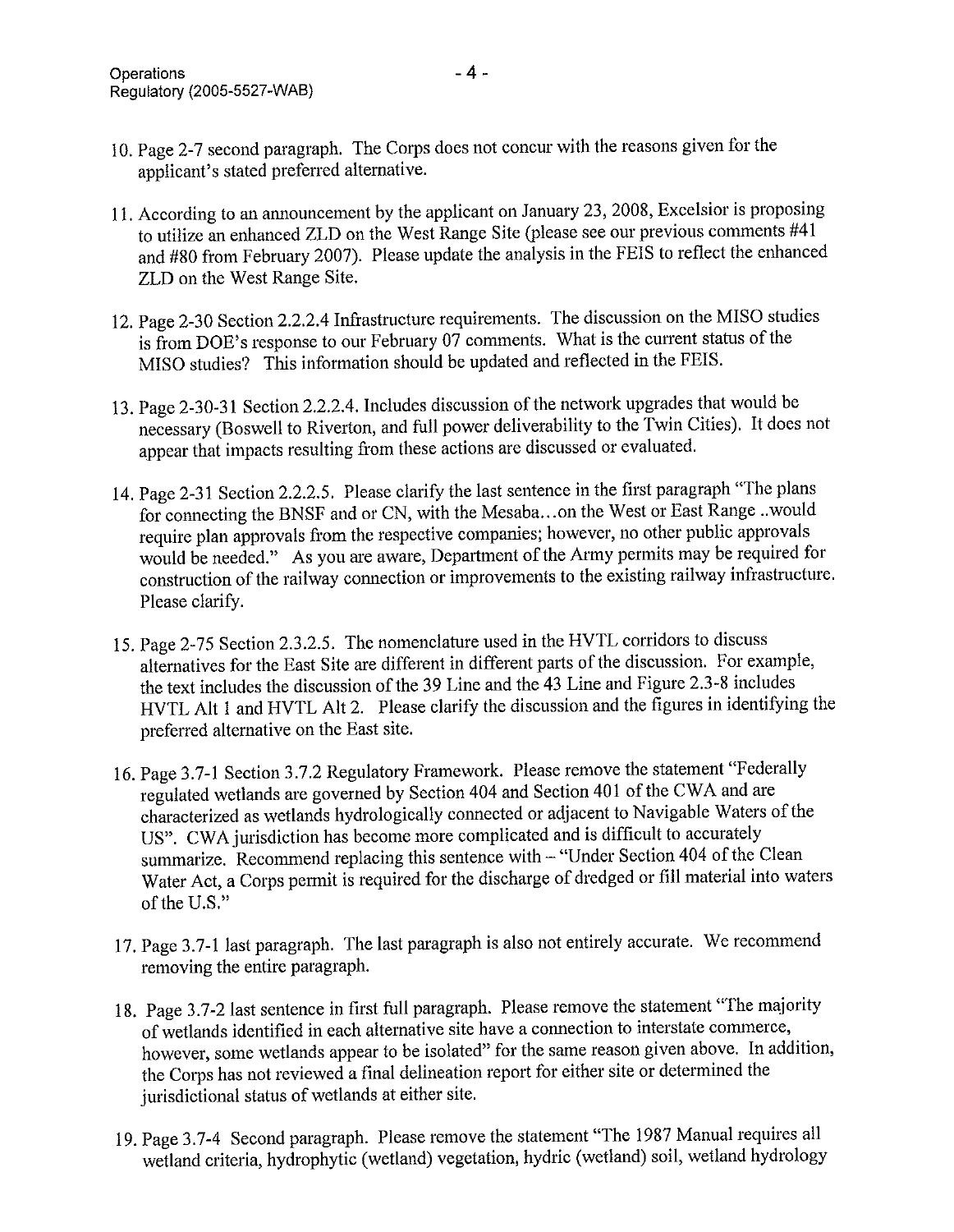10. Page 2-7 second paragraph. The Corps does not concur with the reasons given for the applicant's stated preferred alternative.

11. According to an announcement by the applicant on January 23, 2008, Excelsior is proposing to utilize an enhanced ZLD on the West Range Site (please see our previous comments #41 and #80 from February 2007). Please update the analysis in the FEIS to reflect the enhanced ZLD on the West Range Site.

12. Page 2-30 Section 2.2.2.4 Infrastructure requirements. The discussion on the MISO studies is from DOE's response to our February 07 comments. What is the current status of the MISO studies? This information should be updated and reflected in the FEIS.

13. Page 2-30-31 Section 2.2.2.4. Includes discussion of the network upgrades that would be necessary (Boswell to Riverton, and full power deliverability to the Twin Cities). It does not appear that impacts resulting from these actions are discussed or evaluated.

14. Page 2-31 Section 2.2.2.5. Please clarify the last sentence in the first paragraph "The plans for connecting the BNSF and or CN, with the Mesaba…on the West or East Range ..would require plan approvals from the respective companies; however, no other public approvals would be needed." As you are aware, Department of the Army permits may be required for construction of the railway connection or improvements to the existing railway infrastructure. Please clarify.

15. Page 2-75 Section 2.3.2.5. The nomenclature used in the HVTL corridors to discuss alternatives for the East Site are different in different parts of the discussion. For example, the text includes the discussion of the 39 Line and the 43 Line and Figure 2.3-8 includes HVTL Alt 1 and HVTL Alt 2. Please clarify the discussion and the figures in identifying the preferred alternative on the East site.

16. Page 3.7-1 Section 3.7.2 Regulatory Framework. Please remove the statement "Federally regulated wetlands are governed by Section 404 and Section 401 of the CWA and are characterized as wetlands hydrologically connected or adjacent to Navigable Waters of the US". CWA jurisdiction has become more complicated and is difficult to accurately summarize. Recommend replacing this sentence with – "Under Section 404 of the Clean Water Act, a Corps permit is required for the discharge of dredged or fill material into waters of the U.S."

17. Page 3.7-1 last paragraph. The last paragraph is also not entirely accurate. We recommend removing the entire paragraph.

18. Page 3.7-2 last sentence in first full paragraph. Please remove the statement "The majority of wetlands identified in each alternative site have a connection to interstate commerce, however, some wetlands appear to be isolated" for the same reason given above. In addition, the Corps has not reviewed a final delineation report for either site or determined the jurisdictional status of wetlands at either site.

19. Page 3.7-4 Second paragraph. Please remove the statement "The 1987 Manual requires all wetland criteria, hydrophytic (wetland) vegetation, hydric (wetland) soil, wetland hydrology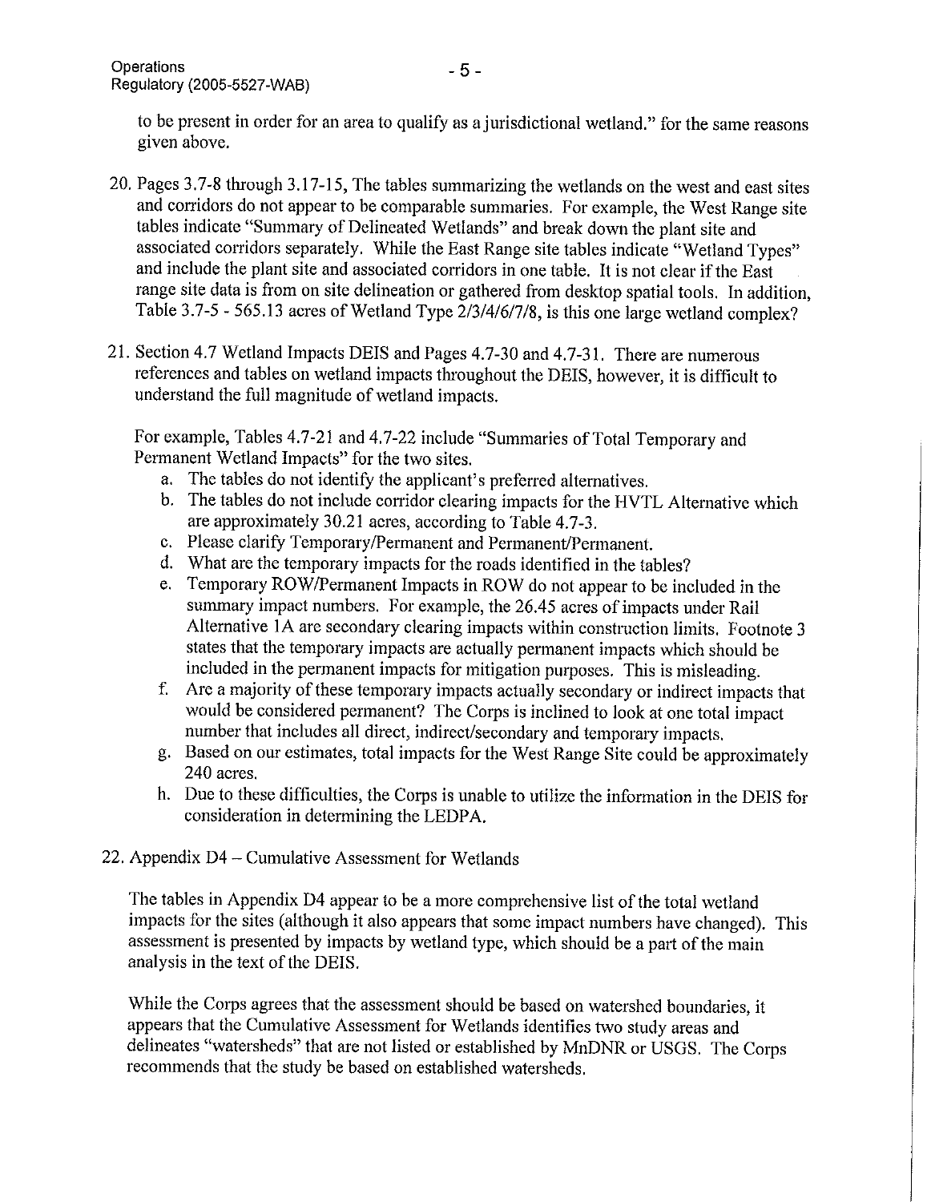to be present in order for an area to qualify as a jurisdictional wetland." for the same reasons given above.

20. Pages 3.7-8 through 3.17-15, The tables summarizing the wetlands on the west and east sites and corridors do not appear to be comparable summaries. For example, the West Range site tables indicate "Summary of Delineated Wetlands" and break down the plant site and associated corridors separately. While the East Range site tables indicate "Wetland Types" and include the plant site and associated corridors in one table. It is not clear if the East range site data is from on site delineation or gathered from desktop spatial tools. In addition, Table 3.7-5 - 565.13 acres of Wetland Type 2/3/4/6/7/8, is this one large wetland complex?

21. Section 4.7 Wetland Impacts DEIS and Pages 4.7-30 and 4.7-31. There are numerous references and tables on wetland impacts throughout the DEIS, however, it is difficult to understand the full magnitude of wetland impacts.

    For example, Tables 4.7-21 and 4.7-22 include "Summaries of Total Temporary and Permanent Wetland Impacts" for the two sites.

    a. The tables do not identify the applicant's preferred alternatives.
    b. The tables do not include corridor clearing impacts for the HVTL Alternative which are approximately 30.21 acres, according to Table 4.7-3.
    c. Please clarify Temporary/Permanent and Permanent/Permanent.
    d. What are the temporary impacts for the roads identified in the tables?
    e. Temporary ROW/Permanent Impacts in ROW do not appear to be included in the summary impact numbers. For example, the 26.45 acres of impacts under Rail Alternative 1A are secondary clearing impacts within construction limits. Footnote 3 states that the temporary impacts are actually permanent impacts which should be included in the permanent impacts for mitigation purposes. This is misleading.
    f. Are a majority of these temporary impacts actually secondary or indirect impacts that would be considered permanent? The Corps is inclined to look at one total impact number that includes all direct, indirect/secondary and temporary impacts.
    g. Based on our estimates, total impacts for the West Range Site could be approximately 240 acres.
    h. Due to these difficulties, the Corps is unable to utilize the information in the DEIS for consideration in determining the LEDPA.

22. Appendix D4 – Cumulative Assessment for Wetlands

    The tables in Appendix D4 appear to be a more comprehensive list of the total wetland impacts for the sites (although it also appears that some impact numbers have changed). This assessment is presented by impacts by wetland type, which should be a part of the main analysis in the text of the DEIS.

    While the Corps agrees that the assessment should be based on watershed boundaries, it appears that the Cumulative Assessment for Wetlands identifies two study areas and delineates "watersheds" that are not listed or established by MnDNR or USGS. The Corps recommends that the study be based on established watersheds.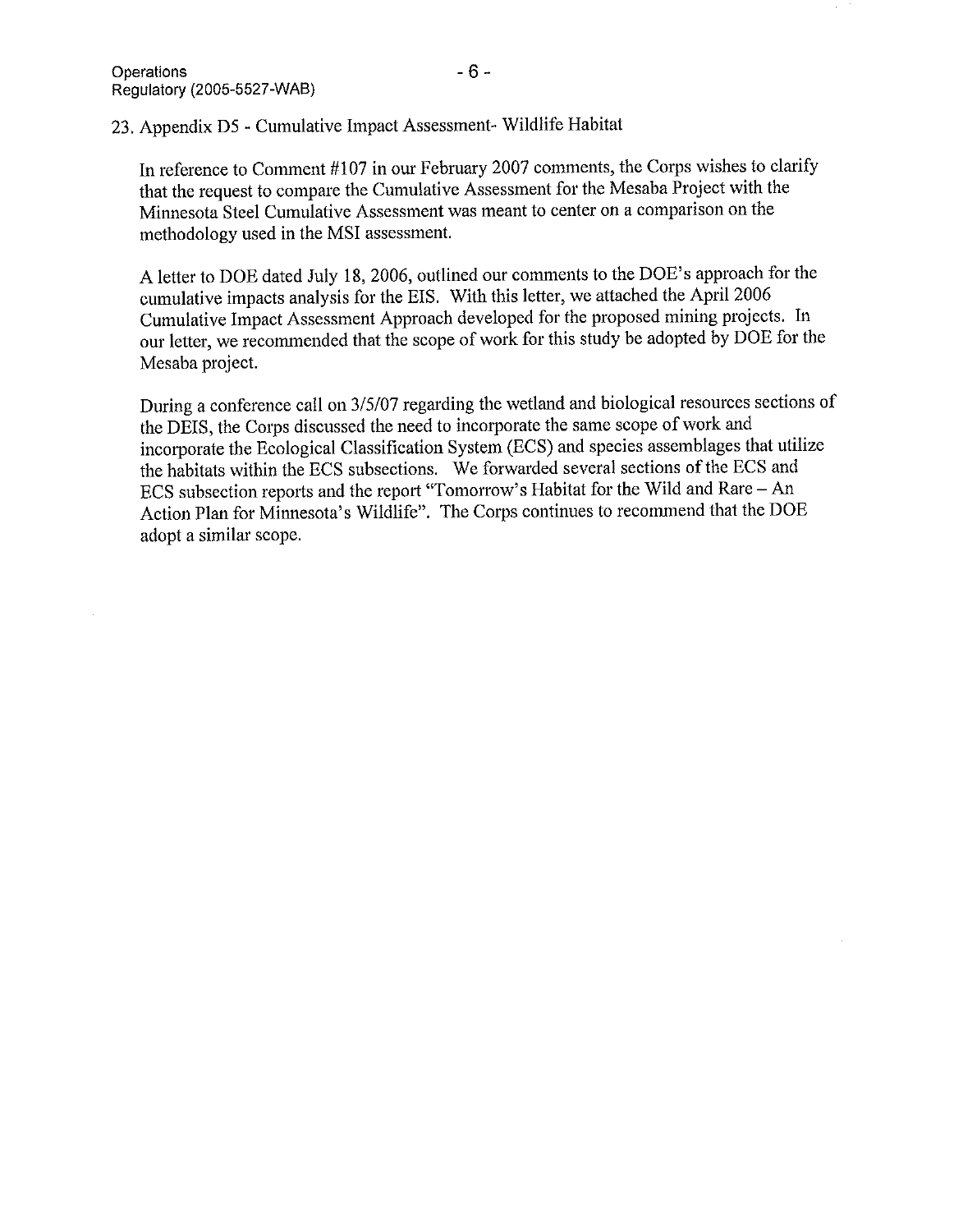23. Appendix D5 - Cumulative Impact Assessment- Wildlife Habitat

In reference to Comment #107 in our February 2007 comments, the Corps wishes to clarify that the request to compare the Cumulative Assessment for the Mesaba Project with the Minnesota Steel Cumulative Assessment was meant to center on a comparison on the methodology used in the MSI assessment.

A letter to DOE dated July 18, 2006, outlined our comments to the DOE's approach for the cumulative impacts analysis for the EIS. With this letter, we attached the April 2006 Cumulative Impact Assessment Approach developed for the proposed mining projects. In our letter, we recommended that the scope of work for this study be adopted by DOE for the Mesaba project.

During a conference call on 3/5/07 regarding the wetland and biological resources sections of the DEIS, the Corps discussed the need to incorporate the same scope of work and incorporate the Ecological Classification System (ECS) and species assemblages that utilize the habitats within the ECS subsections. We forwarded several sections of the ECS and ECS subsection reports and the report "Tomorrow's Habitat for the Wild and Rare – An Action Plan for Minnesota's Wildlife". The Corps continues to recommend that the DOE adopt a similar scope.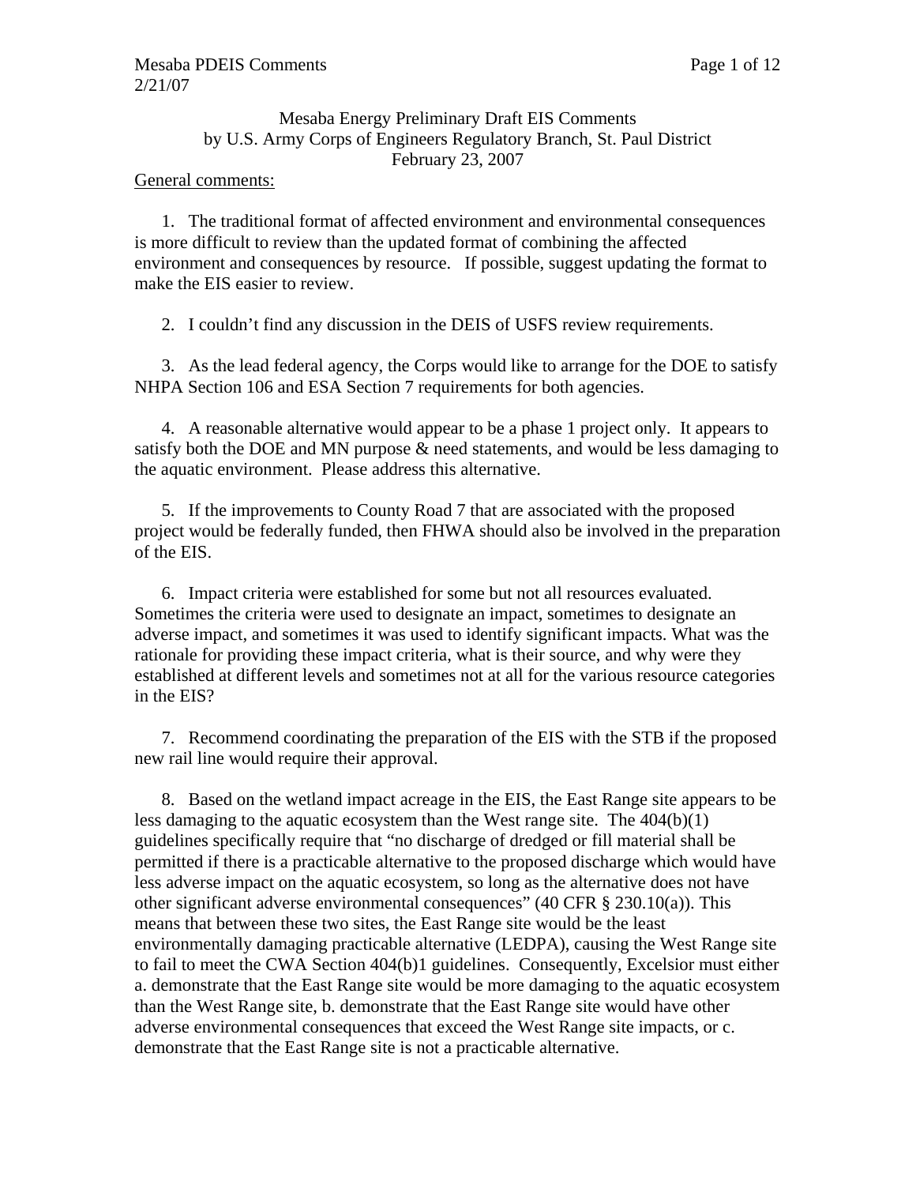Mesaba Energy Preliminary Draft EIS Comments
by U.S. Army Corps of Engineers Regulatory Branch, St. Paul District
February 23, 2007

General comments:

1. The traditional format of affected environment and environmental consequences is more difficult to review than the updated format of combining the affected environment and consequences by resource. If possible, suggest updating the format to make the EIS easier to review.

2. I couldn't find any discussion in the DEIS of USFS review requirements.

3. As the lead federal agency, the Corps would like to arrange for the DOE to satisfy NHPA Section 106 and ESA Section 7 requirements for both agencies.

4. A reasonable alternative would appear to be a phase 1 project only. It appears to satisfy both the DOE and MN purpose & need statements, and would be less damaging to the aquatic environment. Please address this alternative.

5. If the improvements to County Road 7 that are associated with the proposed project would be federally funded, then FHWA should also be involved in the preparation of the EIS.

6. Impact criteria were established for some but not all resources evaluated. Sometimes the criteria were used to designate an impact, sometimes to designate an adverse impact, and sometimes it was used to identify significant impacts. What was the rationale for providing these impact criteria, what is their source, and why were they established at different levels and sometimes not at all for the various resource categories in the EIS?

7. Recommend coordinating the preparation of the EIS with the STB if the proposed new rail line would require their approval.

8. Based on the wetland impact acreage in the EIS, the East Range site appears to be less damaging to the aquatic ecosystem than the West range site. The 404(b)(1) guidelines specifically require that "no discharge of dredged or fill material shall be permitted if there is a practicable alternative to the proposed discharge which would have less adverse impact on the aquatic ecosystem, so long as the alternative does not have other significant adverse environmental consequences" (40 CFR § 230.10(a)). This means that between these two sites, the East Range site would be the least environmentally damaging practicable alternative (LEDPA), causing the West Range site to fail to meet the CWA Section 404(b)1 guidelines. Consequently, Excelsior must either a. demonstrate that the East Range site would be more damaging to the aquatic ecosystem than the West Range site, b. demonstrate that the East Range site would have other adverse environmental consequences that exceed the West Range site impacts, or c. demonstrate that the East Range site is not a practicable alternative.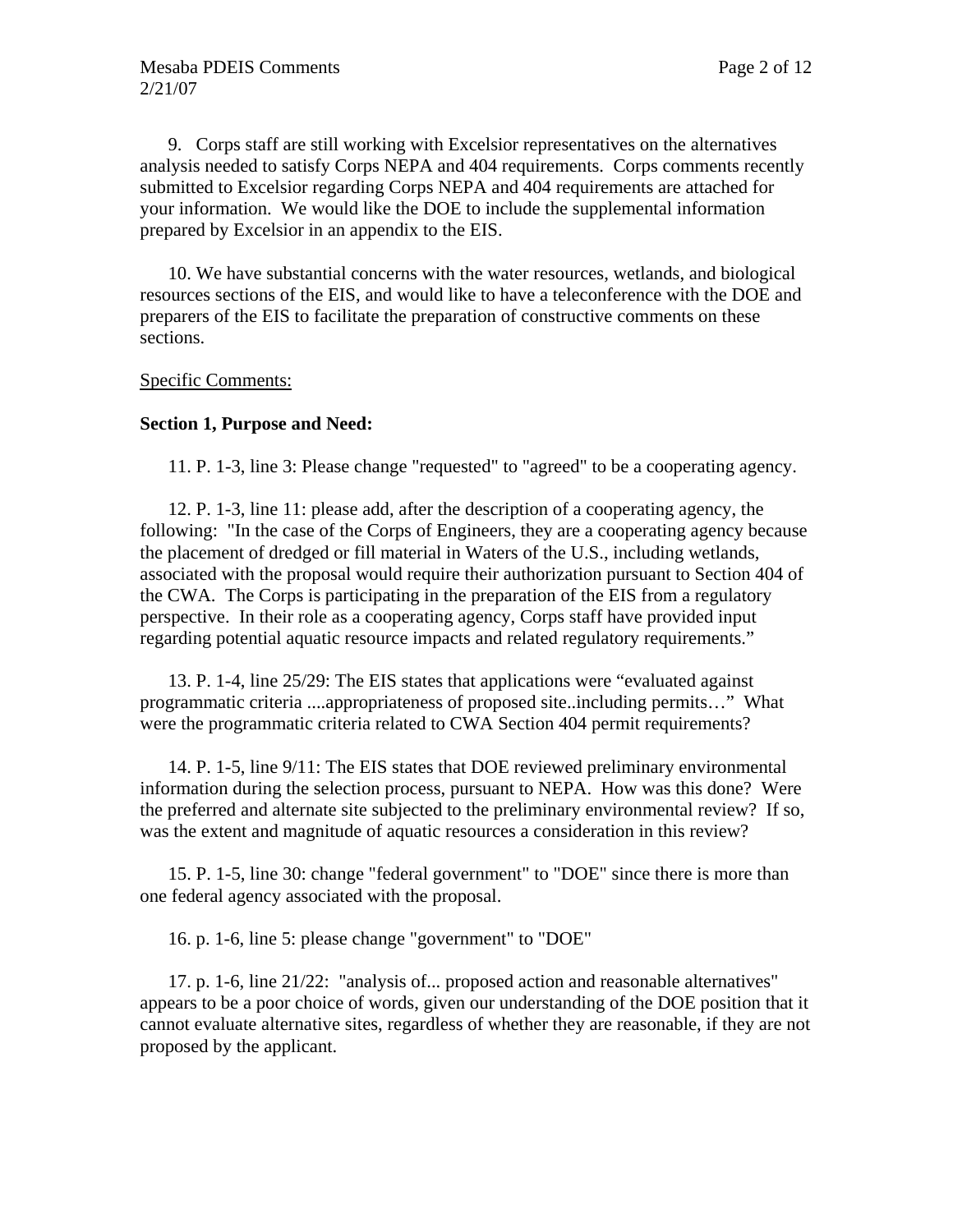9. Corps staff are still working with Excelsior representatives on the alternatives analysis needed to satisfy Corps NEPA and 404 requirements. Corps comments recently submitted to Excelsior regarding Corps NEPA and 404 requirements are attached for your information. We would like the DOE to include the supplemental information prepared by Excelsior in an appendix to the EIS.

10. We have substantial concerns with the water resources, wetlands, and biological resources sections of the EIS, and would like to have a teleconference with the DOE and preparers of the EIS to facilitate the preparation of constructive comments on these sections.

<u>Specific Comments:</u>

**Section 1, Purpose and Need:**

11. P. 1-3, line 3: Please change "requested" to "agreed" to be a cooperating agency.

12. P. 1-3, line 11: please add, after the description of a cooperating agency, the following: "In the case of the Corps of Engineers, they are a cooperating agency because the placement of dredged or fill material in Waters of the U.S., including wetlands, associated with the proposal would require their authorization pursuant to Section 404 of the CWA. The Corps is participating in the preparation of the EIS from a regulatory perspective. In their role as a cooperating agency, Corps staff have provided input regarding potential aquatic resource impacts and related regulatory requirements."

13. P. 1-4, line 25/29: The EIS states that applications were "evaluated against programmatic criteria ....appropriateness of proposed site..including permits…" What were the programmatic criteria related to CWA Section 404 permit requirements?

14. P. 1-5, line 9/11: The EIS states that DOE reviewed preliminary environmental information during the selection process, pursuant to NEPA. How was this done? Were the preferred and alternate site subjected to the preliminary environmental review? If so, was the extent and magnitude of aquatic resources a consideration in this review?

15. P. 1-5, line 30: change "federal government" to "DOE" since there is more than one federal agency associated with the proposal.

16. p. 1-6, line 5: please change "government" to "DOE"

17. p. 1-6, line 21/22: "analysis of... proposed action and reasonable alternatives" appears to be a poor choice of words, given our understanding of the DOE position that it cannot evaluate alternative sites, regardless of whether they are reasonable, if they are not proposed by the applicant.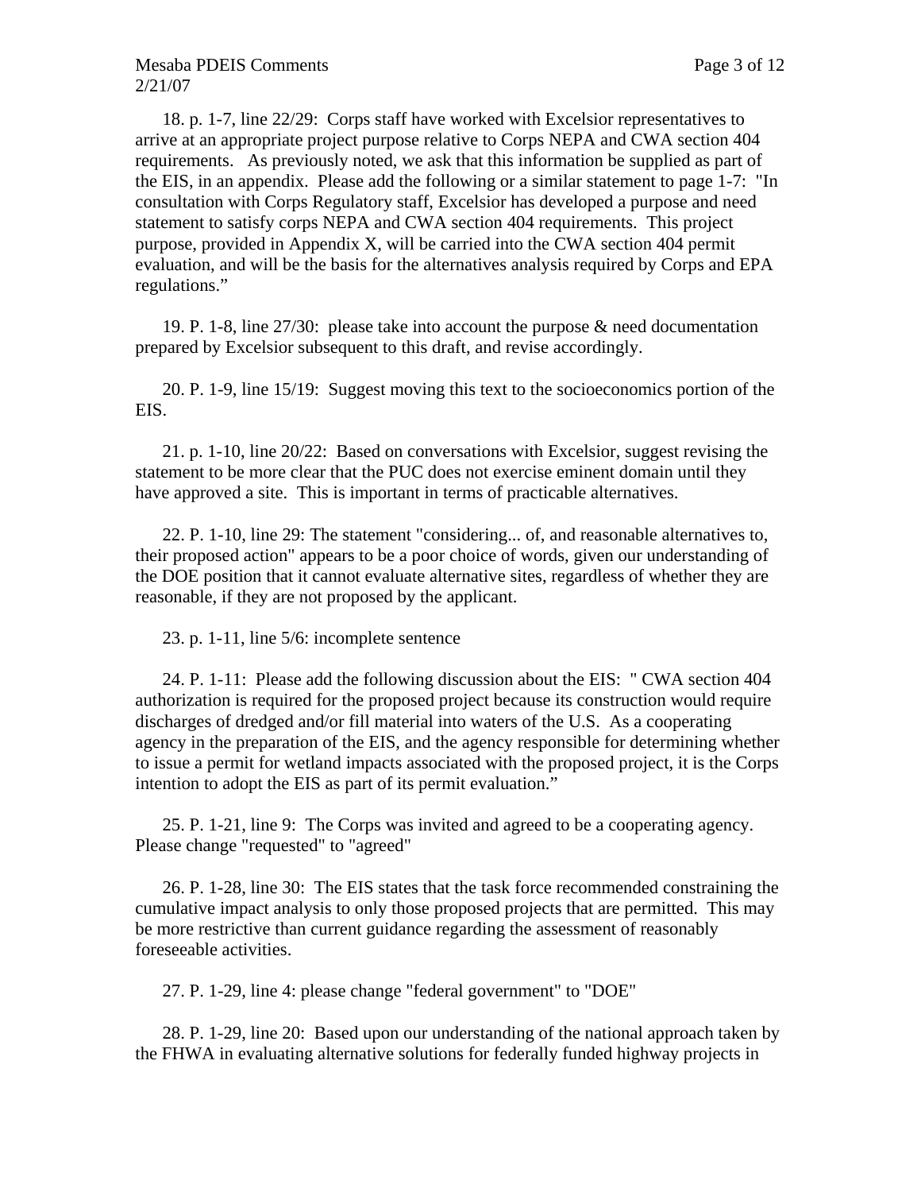18. p. 1-7, line 22/29: Corps staff have worked with Excelsior representatives to arrive at an appropriate project purpose relative to Corps NEPA and CWA section 404 requirements. As previously noted, we ask that this information be supplied as part of the EIS, in an appendix. Please add the following or a similar statement to page 1-7: "In consultation with Corps Regulatory staff, Excelsior has developed a purpose and need statement to satisfy corps NEPA and CWA section 404 requirements. This project purpose, provided in Appendix X, will be carried into the CWA section 404 permit evaluation, and will be the basis for the alternatives analysis required by Corps and EPA regulations."

19. P. 1-8, line 27/30: please take into account the purpose & need documentation prepared by Excelsior subsequent to this draft, and revise accordingly.

20. P. 1-9, line 15/19: Suggest moving this text to the socioeconomics portion of the EIS.

21. p. 1-10, line 20/22: Based on conversations with Excelsior, suggest revising the statement to be more clear that the PUC does not exercise eminent domain until they have approved a site. This is important in terms of practicable alternatives.

22. P. 1-10, line 29: The statement "considering... of, and reasonable alternatives to, their proposed action" appears to be a poor choice of words, given our understanding of the DOE position that it cannot evaluate alternative sites, regardless of whether they are reasonable, if they are not proposed by the applicant.

23. p. 1-11, line 5/6: incomplete sentence

24. P. 1-11: Please add the following discussion about the EIS: " CWA section 404 authorization is required for the proposed project because its construction would require discharges of dredged and/or fill material into waters of the U.S. As a cooperating agency in the preparation of the EIS, and the agency responsible for determining whether to issue a permit for wetland impacts associated with the proposed project, it is the Corps intention to adopt the EIS as part of its permit evaluation."

25. P. 1-21, line 9: The Corps was invited and agreed to be a cooperating agency. Please change "requested" to "agreed"

26. P. 1-28, line 30: The EIS states that the task force recommended constraining the cumulative impact analysis to only those proposed projects that are permitted. This may be more restrictive than current guidance regarding the assessment of reasonably foreseeable activities.

27. P. 1-29, line 4: please change "federal government" to "DOE"

28. P. 1-29, line 20: Based upon our understanding of the national approach taken by the FHWA in evaluating alternative solutions for federally funded highway projects in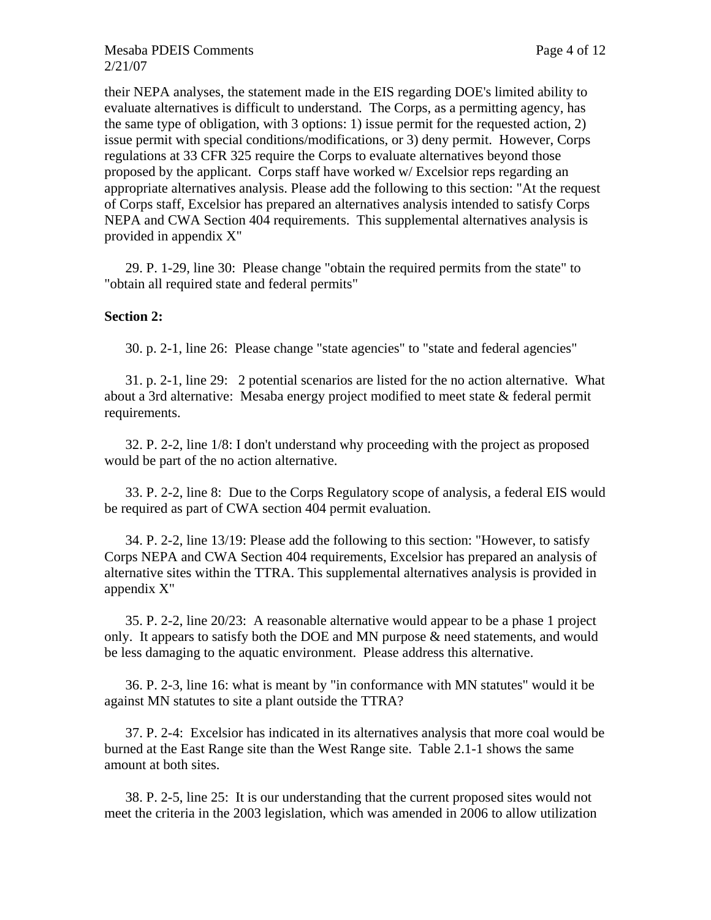their NEPA analyses, the statement made in the EIS regarding DOE's limited ability to evaluate alternatives is difficult to understand. The Corps, as a permitting agency, has the same type of obligation, with 3 options: 1) issue permit for the requested action, 2) issue permit with special conditions/modifications, or 3) deny permit. However, Corps regulations at 33 CFR 325 require the Corps to evaluate alternatives beyond those proposed by the applicant. Corps staff have worked w/ Excelsior reps regarding an appropriate alternatives analysis. Please add the following to this section: "At the request of Corps staff, Excelsior has prepared an alternatives analysis intended to satisfy Corps NEPA and CWA Section 404 requirements. This supplemental alternatives analysis is provided in appendix X"

29. P. 1-29, line 30: Please change "obtain the required permits from the state" to "obtain all required state and federal permits"

**Section 2:**

30. p. 2-1, line 26: Please change "state agencies" to "state and federal agencies"

31. p. 2-1, line 29: 2 potential scenarios are listed for the no action alternative. What about a 3rd alternative: Mesaba energy project modified to meet state & federal permit requirements.

32. P. 2-2, line 1/8: I don't understand why proceeding with the project as proposed would be part of the no action alternative.

33. P. 2-2, line 8: Due to the Corps Regulatory scope of analysis, a federal EIS would be required as part of CWA section 404 permit evaluation.

34. P. 2-2, line 13/19: Please add the following to this section: "However, to satisfy Corps NEPA and CWA Section 404 requirements, Excelsior has prepared an analysis of alternative sites within the TTRA. This supplemental alternatives analysis is provided in appendix X"

35. P. 2-2, line 20/23: A reasonable alternative would appear to be a phase 1 project only. It appears to satisfy both the DOE and MN purpose & need statements, and would be less damaging to the aquatic environment. Please address this alternative.

36. P. 2-3, line 16: what is meant by "in conformance with MN statutes" would it be against MN statutes to site a plant outside the TTRA?

37. P. 2-4: Excelsior has indicated in its alternatives analysis that more coal would be burned at the East Range site than the West Range site. Table 2.1-1 shows the same amount at both sites.

38. P. 2-5, line 25: It is our understanding that the current proposed sites would not meet the criteria in the 2003 legislation, which was amended in 2006 to allow utilization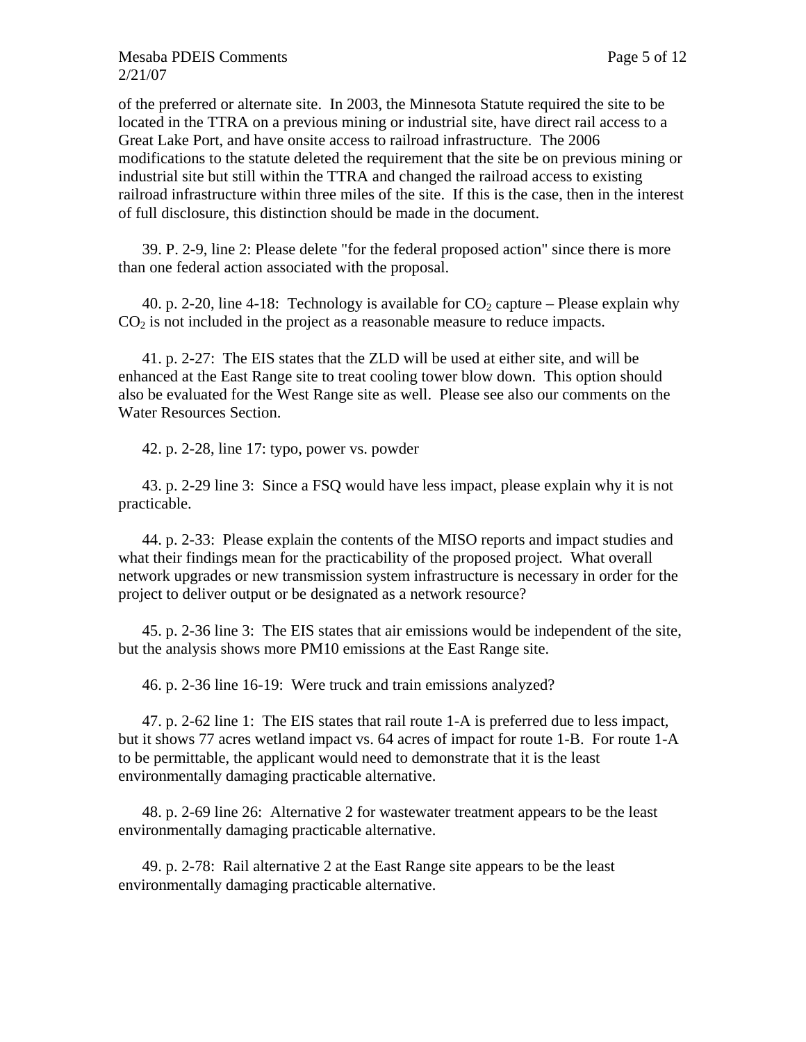of the preferred or alternate site. In 2003, the Minnesota Statute required the site to be located in the TTRA on a previous mining or industrial site, have direct rail access to a Great Lake Port, and have onsite access to railroad infrastructure. The 2006 modifications to the statute deleted the requirement that the site be on previous mining or industrial site but still within the TTRA and changed the railroad access to existing railroad infrastructure within three miles of the site. If this is the case, then in the interest of full disclosure, this distinction should be made in the document.

39. P. 2-9, line 2: Please delete "for the federal proposed action" since there is more than one federal action associated with the proposal.

40. p. 2-20, line 4-18: Technology is available for $CO_2$ capture – Please explain why $CO_2$ is not included in the project as a reasonable measure to reduce impacts.

41. p. 2-27: The EIS states that the ZLD will be used at either site, and will be enhanced at the East Range site to treat cooling tower blow down. This option should also be evaluated for the West Range site as well. Please see also our comments on the Water Resources Section.

42. p. 2-28, line 17: typo, power vs. powder

43. p. 2-29 line 3: Since a FSQ would have less impact, please explain why it is not practicable.

44. p. 2-33: Please explain the contents of the MISO reports and impact studies and what their findings mean for the practicability of the proposed project. What overall network upgrades or new transmission system infrastructure is necessary in order for the project to deliver output or be designated as a network resource?

45. p. 2-36 line 3: The EIS states that air emissions would be independent of the site, but the analysis shows more PM10 emissions at the East Range site.

46. p. 2-36 line 16-19: Were truck and train emissions analyzed?

47. p. 2-62 line 1: The EIS states that rail route 1-A is preferred due to less impact, but it shows 77 acres wetland impact vs. 64 acres of impact for route 1-B. For route 1-A to be permittable, the applicant would need to demonstrate that it is the least environmentally damaging practicable alternative.

48. p. 2-69 line 26: Alternative 2 for wastewater treatment appears to be the least environmentally damaging practicable alternative.

49. p. 2-78: Rail alternative 2 at the East Range site appears to be the least environmentally damaging practicable alternative.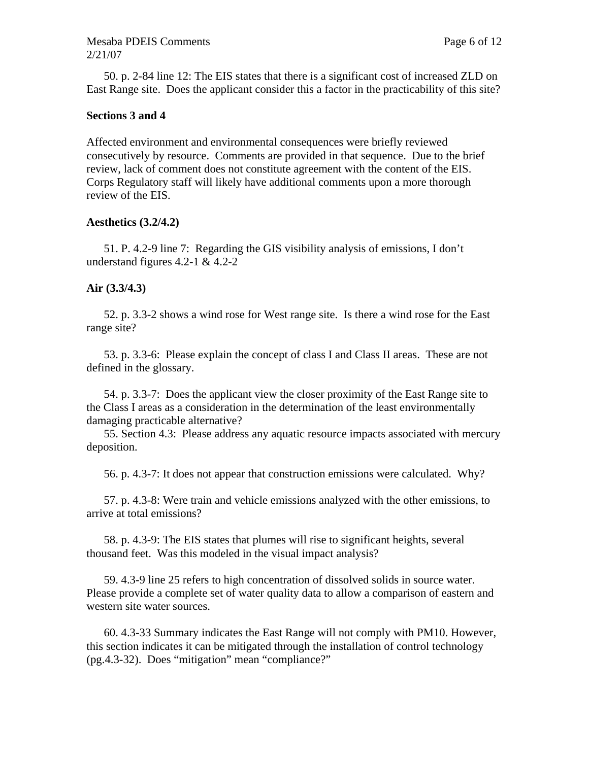50. p. 2-84 line 12: The EIS states that there is a significant cost of increased ZLD on East Range site. Does the applicant consider this a factor in the practicability of this site?

**Sections 3 and 4**

Affected environment and environmental consequences were briefly reviewed consecutively by resource. Comments are provided in that sequence. Due to the brief review, lack of comment does not constitute agreement with the content of the EIS. Corps Regulatory staff will likely have additional comments upon a more thorough review of the EIS.

**Aesthetics (3.2/4.2)**

51. P. 4.2-9 line 7: Regarding the GIS visibility analysis of emissions, I don't understand figures 4.2-1 & 4.2-2

**Air (3.3/4.3)**

52. p. 3.3-2 shows a wind rose for West range site. Is there a wind rose for the East range site?

53. p. 3.3-6: Please explain the concept of class I and Class II areas. These are not defined in the glossary.

54. p. 3.3-7: Does the applicant view the closer proximity of the East Range site to the Class I areas as a consideration in the determination of the least environmentally damaging practicable alternative?

55. Section 4.3: Please address any aquatic resource impacts associated with mercury deposition.

56. p. 4.3-7: It does not appear that construction emissions were calculated. Why?

57. p. 4.3-8: Were train and vehicle emissions analyzed with the other emissions, to arrive at total emissions?

58. p. 4.3-9: The EIS states that plumes will rise to significant heights, several thousand feet. Was this modeled in the visual impact analysis?

59. 4.3-9 line 25 refers to high concentration of dissolved solids in source water. Please provide a complete set of water quality data to allow a comparison of eastern and western site water sources.

60. 4.3-33 Summary indicates the East Range will not comply with PM10. However, this section indicates it can be mitigated through the installation of control technology (pg.4.3-32). Does "mitigation" mean "compliance?"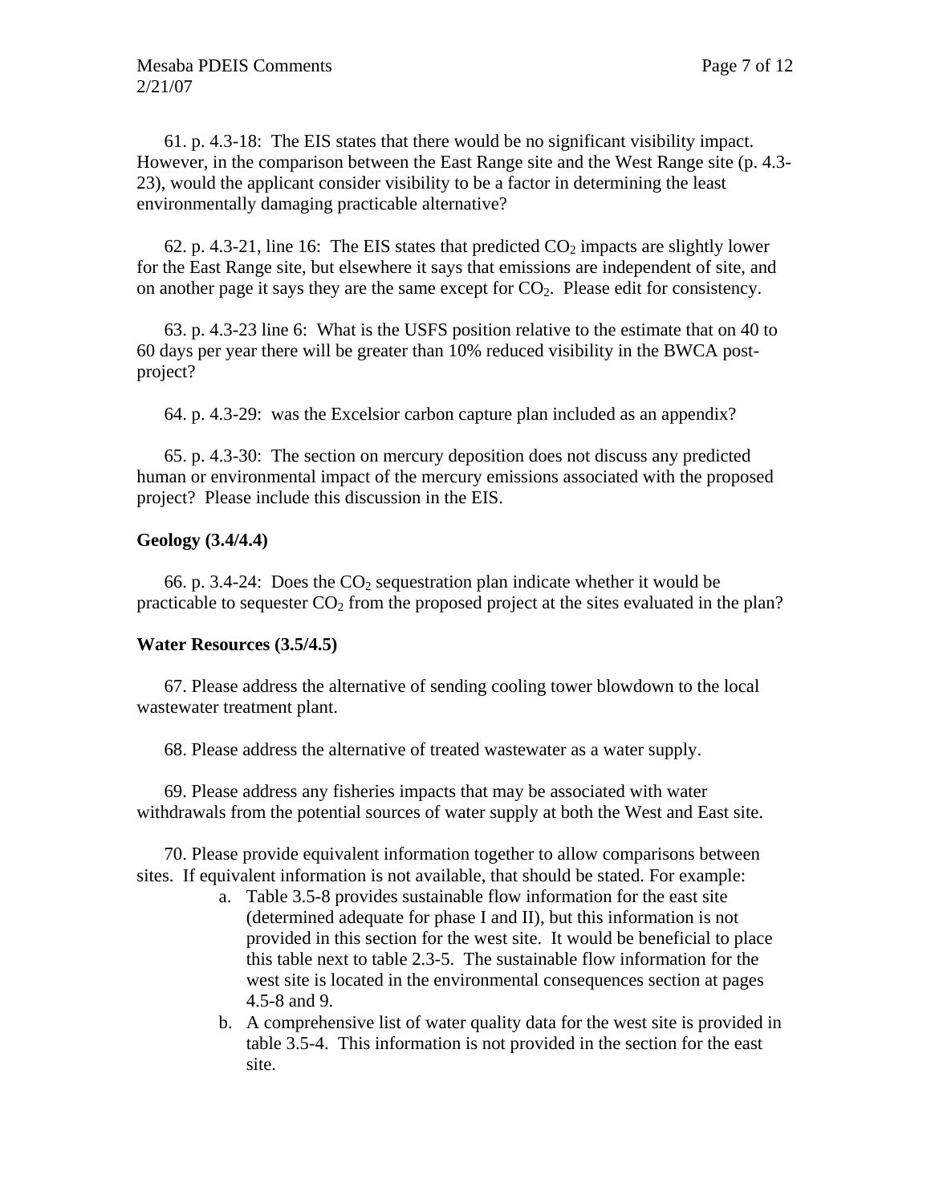61. p. 4.3-18: The EIS states that there would be no significant visibility impact. However, in the comparison between the East Range site and the West Range site (p. 4.3-23), would the applicant consider visibility to be a factor in determining the least environmentally damaging practicable alternative?

62. p. 4.3-21, line 16: The EIS states that predicted $CO_2$ impacts are slightly lower for the East Range site, but elsewhere it says that emissions are independent of site, and on another page it says they are the same except for $CO_2$. Please edit for consistency.

63. p. 4.3-23 line 6: What is the USFS position relative to the estimate that on 40 to 60 days per year there will be greater than 10% reduced visibility in the BWCA post-project?

64. p. 4.3-29: was the Excelsior carbon capture plan included as an appendix?

65. p. 4.3-30: The section on mercury deposition does not discuss any predicted human or environmental impact of the mercury emissions associated with the proposed project? Please include this discussion in the EIS.

**Geology (3.4/4.4)**

66. p. 3.4-24: Does the $CO_2$ sequestration plan indicate whether it would be practicable to sequester $CO_2$ from the proposed project at the sites evaluated in the plan?

**Water Resources (3.5/4.5)**

67. Please address the alternative of sending cooling tower blowdown to the local wastewater treatment plant.

68. Please address the alternative of treated wastewater as a water supply.

69. Please address any fisheries impacts that may be associated with water withdrawals from the potential sources of water supply at both the West and East site.

70. Please provide equivalent information together to allow comparisons between sites. If equivalent information is not available, that should be stated. For example:

a. Table 3.5-8 provides sustainable flow information for the east site (determined adequate for phase I and II), but this information is not provided in this section for the west site. It would be beneficial to place this table next to table 2.3-5. The sustainable flow information for the west site is located in the environmental consequences section at pages 4.5-8 and 9.

b. A comprehensive list of water quality data for the west site is provided in table 3.5-4. This information is not provided in the section for the east site.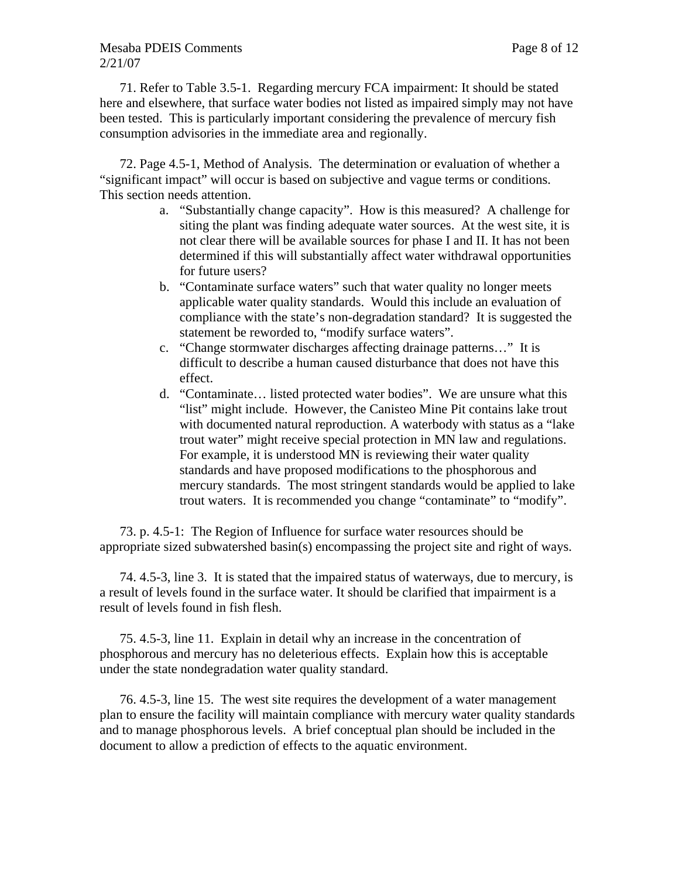71. Refer to Table 3.5-1. Regarding mercury FCA impairment: It should be stated here and elsewhere, that surface water bodies not listed as impaired simply may not have been tested. This is particularly important considering the prevalence of mercury fish consumption advisories in the immediate area and regionally.

72. Page 4.5-1, Method of Analysis. The determination or evaluation of whether a "significant impact" will occur is based on subjective and vague terms or conditions. This section needs attention.

a. "Substantially change capacity". How is this measured? A challenge for siting the plant was finding adequate water sources. At the west site, it is not clear there will be available sources for phase I and II. It has not been determined if this will substantially affect water withdrawal opportunities for future users?
b. "Contaminate surface waters" such that water quality no longer meets applicable water quality standards. Would this include an evaluation of compliance with the state's non-degradation standard? It is suggested the statement be reworded to, "modify surface waters".
c. "Change stormwater discharges affecting drainage patterns…" It is difficult to describe a human caused disturbance that does not have this effect.
d. "Contaminate… listed protected water bodies". We are unsure what this "list" might include. However, the Canisteo Mine Pit contains lake trout with documented natural reproduction. A waterbody with status as a "lake trout water" might receive special protection in MN law and regulations. For example, it is understood MN is reviewing their water quality standards and have proposed modifications to the phosphorous and mercury standards. The most stringent standards would be applied to lake trout waters. It is recommended you change "contaminate" to "modify".

73. p. 4.5-1: The Region of Influence for surface water resources should be appropriate sized subwatershed basin(s) encompassing the project site and right of ways.

74. 4.5-3, line 3. It is stated that the impaired status of waterways, due to mercury, is a result of levels found in the surface water. It should be clarified that impairment is a result of levels found in fish flesh.

75. 4.5-3, line 11. Explain in detail why an increase in the concentration of phosphorous and mercury has no deleterious effects. Explain how this is acceptable under the state nondegradation water quality standard.

76. 4.5-3, line 15. The west site requires the development of a water management plan to ensure the facility will maintain compliance with mercury water quality standards and to manage phosphorous levels. A brief conceptual plan should be included in the document to allow a prediction of effects to the aquatic environment.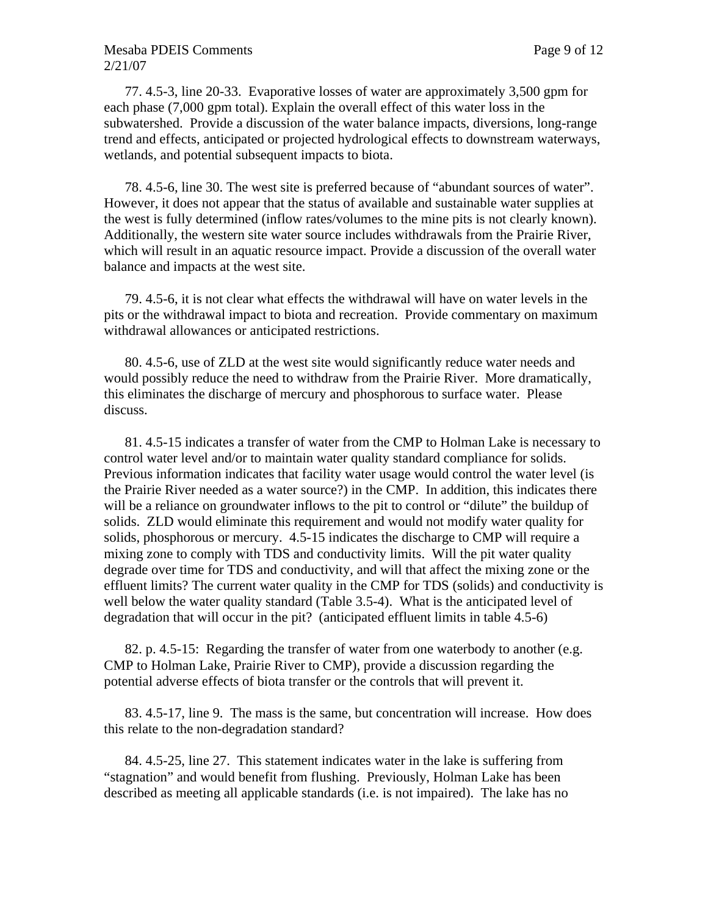77. 4.5-3, line 20-33. Evaporative losses of water are approximately 3,500 gpm for each phase (7,000 gpm total). Explain the overall effect of this water loss in the subwatershed. Provide a discussion of the water balance impacts, diversions, long-range trend and effects, anticipated or projected hydrological effects to downstream waterways, wetlands, and potential subsequent impacts to biota.

78. 4.5-6, line 30. The west site is preferred because of "abundant sources of water". However, it does not appear that the status of available and sustainable water supplies at the west is fully determined (inflow rates/volumes to the mine pits is not clearly known). Additionally, the western site water source includes withdrawals from the Prairie River, which will result in an aquatic resource impact. Provide a discussion of the overall water balance and impacts at the west site.

79. 4.5-6, it is not clear what effects the withdrawal will have on water levels in the pits or the withdrawal impact to biota and recreation. Provide commentary on maximum withdrawal allowances or anticipated restrictions.

80. 4.5-6, use of ZLD at the west site would significantly reduce water needs and would possibly reduce the need to withdraw from the Prairie River. More dramatically, this eliminates the discharge of mercury and phosphorous to surface water. Please discuss.

81. 4.5-15 indicates a transfer of water from the CMP to Holman Lake is necessary to control water level and/or to maintain water quality standard compliance for solids. Previous information indicates that facility water usage would control the water level (is the Prairie River needed as a water source?) in the CMP. In addition, this indicates there will be a reliance on groundwater inflows to the pit to control or "dilute" the buildup of solids. ZLD would eliminate this requirement and would not modify water quality for solids, phosphorous or mercury. 4.5-15 indicates the discharge to CMP will require a mixing zone to comply with TDS and conductivity limits. Will the pit water quality degrade over time for TDS and conductivity, and will that affect the mixing zone or the effluent limits? The current water quality in the CMP for TDS (solids) and conductivity is well below the water quality standard (Table 3.5-4). What is the anticipated level of degradation that will occur in the pit? (anticipated effluent limits in table 4.5-6)

82. p. 4.5-15: Regarding the transfer of water from one waterbody to another (e.g. CMP to Holman Lake, Prairie River to CMP), provide a discussion regarding the potential adverse effects of biota transfer or the controls that will prevent it.

83. 4.5-17, line 9. The mass is the same, but concentration will increase. How does this relate to the non-degradation standard?

84. 4.5-25, line 27. This statement indicates water in the lake is suffering from "stagnation" and would benefit from flushing. Previously, Holman Lake has been described as meeting all applicable standards (i.e. is not impaired). The lake has no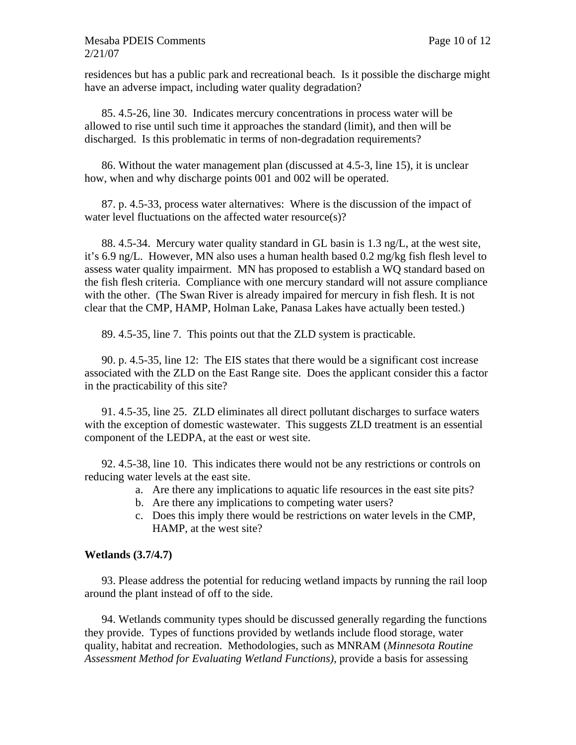residences but has a public park and recreational beach. Is it possible the discharge might have an adverse impact, including water quality degradation?

85. 4.5-26, line 30. Indicates mercury concentrations in process water will be allowed to rise until such time it approaches the standard (limit), and then will be discharged. Is this problematic in terms of non-degradation requirements?

86. Without the water management plan (discussed at 4.5-3, line 15), it is unclear how, when and why discharge points 001 and 002 will be operated.

87. p. 4.5-33, process water alternatives: Where is the discussion of the impact of water level fluctuations on the affected water resource(s)?

88. 4.5-34. Mercury water quality standard in GL basin is 1.3 ng/L, at the west site, it's 6.9 ng/L. However, MN also uses a human health based 0.2 mg/kg fish flesh level to assess water quality impairment. MN has proposed to establish a WQ standard based on the fish flesh criteria. Compliance with one mercury standard will not assure compliance with the other. (The Swan River is already impaired for mercury in fish flesh. It is not clear that the CMP, HAMP, Holman Lake, Panasa Lakes have actually been tested.)

89. 4.5-35, line 7. This points out that the ZLD system is practicable.

90. p. 4.5-35, line 12: The EIS states that there would be a significant cost increase associated with the ZLD on the East Range site. Does the applicant consider this a factor in the practicability of this site?

91. 4.5-35, line 25. ZLD eliminates all direct pollutant discharges to surface waters with the exception of domestic wastewater. This suggests ZLD treatment is an essential component of the LEDPA, at the east or west site.

92. 4.5-38, line 10. This indicates there would not be any restrictions or controls on reducing water levels at the east site.

a. Are there any implications to aquatic life resources in the east site pits?
b. Are there any implications to competing water users?
c. Does this imply there would be restrictions on water levels in the CMP, HAMP, at the west site?

**Wetlands (3.7/4.7)**

93. Please address the potential for reducing wetland impacts by running the rail loop around the plant instead of off to the side.

94. Wetlands community types should be discussed generally regarding the functions they provide. Types of functions provided by wetlands include flood storage, water quality, habitat and recreation. Methodologies, such as MNRAM (*Minnesota Routine Assessment Method for Evaluating Wetland Functions)*, provide a basis for assessing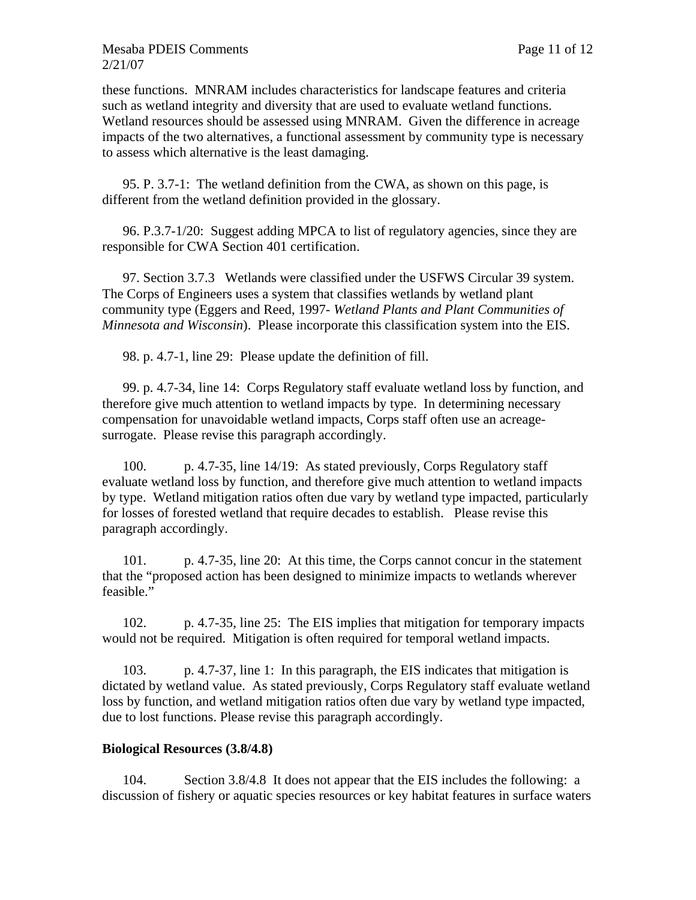these functions. MNRAM includes characteristics for landscape features and criteria such as wetland integrity and diversity that are used to evaluate wetland functions. Wetland resources should be assessed using MNRAM. Given the difference in acreage impacts of the two alternatives, a functional assessment by community type is necessary to assess which alternative is the least damaging.

95. P. 3.7-1: The wetland definition from the CWA, as shown on this page, is different from the wetland definition provided in the glossary.

96. P.3.7-1/20: Suggest adding MPCA to list of regulatory agencies, since they are responsible for CWA Section 401 certification.

97. Section 3.7.3 Wetlands were classified under the USFWS Circular 39 system. The Corps of Engineers uses a system that classifies wetlands by wetland plant community type (Eggers and Reed, 1997- *Wetland Plants and Plant Communities of Minnesota and Wisconsin*). Please incorporate this classification system into the EIS.

98. p. 4.7-1, line 29: Please update the definition of fill.

99. p. 4.7-34, line 14: Corps Regulatory staff evaluate wetland loss by function, and therefore give much attention to wetland impacts by type. In determining necessary compensation for unavoidable wetland impacts, Corps staff often use an acreage-surrogate. Please revise this paragraph accordingly.

100. p. 4.7-35, line 14/19: As stated previously, Corps Regulatory staff evaluate wetland loss by function, and therefore give much attention to wetland impacts by type. Wetland mitigation ratios often due vary by wetland type impacted, particularly for losses of forested wetland that require decades to establish. Please revise this paragraph accordingly.

101. p. 4.7-35, line 20: At this time, the Corps cannot concur in the statement that the "proposed action has been designed to minimize impacts to wetlands wherever feasible."

102. p. 4.7-35, line 25: The EIS implies that mitigation for temporary impacts would not be required. Mitigation is often required for temporal wetland impacts.

103. p. 4.7-37, line 1: In this paragraph, the EIS indicates that mitigation is dictated by wetland value. As stated previously, Corps Regulatory staff evaluate wetland loss by function, and wetland mitigation ratios often due vary by wetland type impacted, due to lost functions. Please revise this paragraph accordingly.

**Biological Resources (3.8/4.8)**

104. Section 3.8/4.8 It does not appear that the EIS includes the following: a discussion of fishery or aquatic species resources or key habitat features in surface waters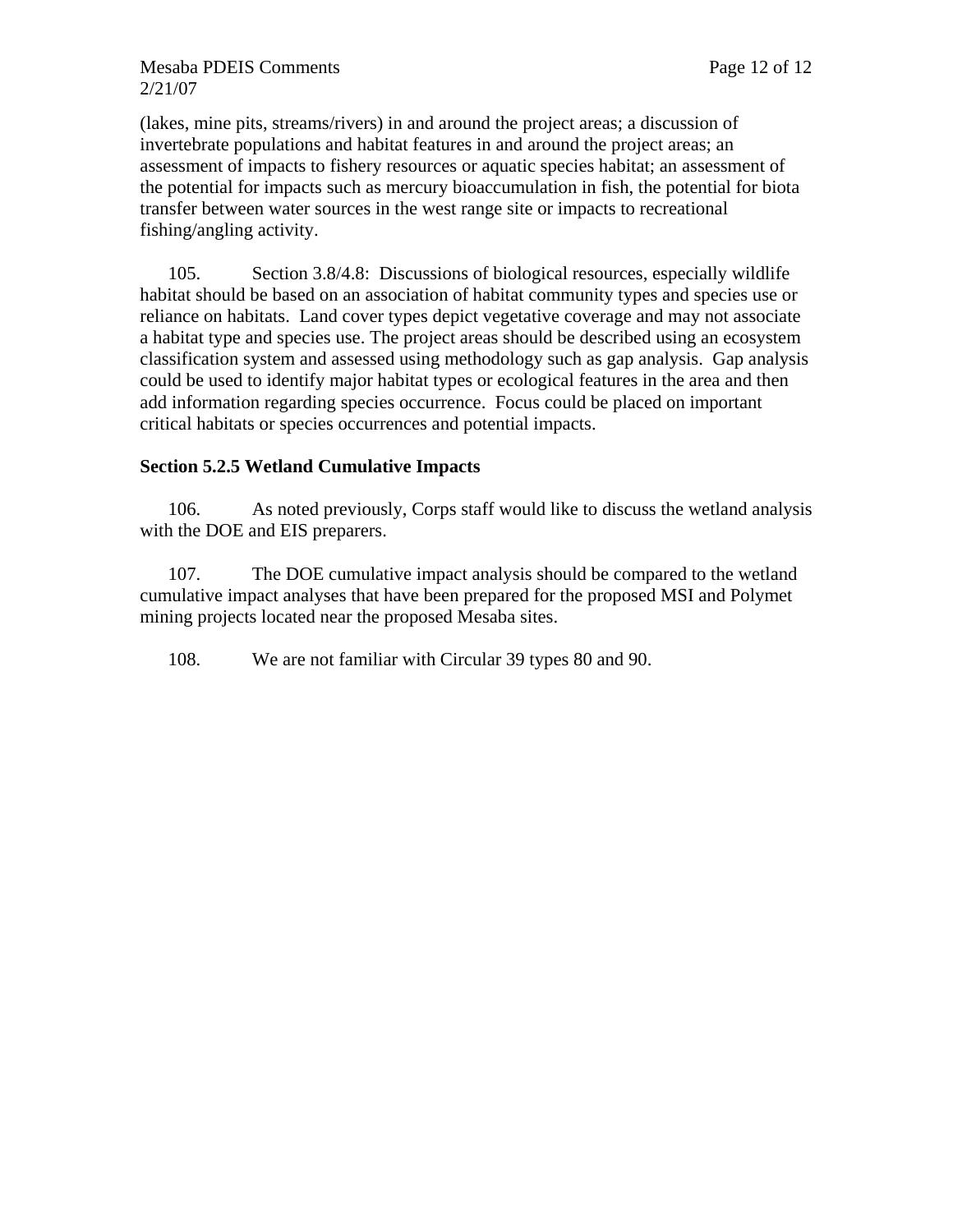(lakes, mine pits, streams/rivers) in and around the project areas; a discussion of invertebrate populations and habitat features in and around the project areas; an assessment of impacts to fishery resources or aquatic species habitat; an assessment of the potential for impacts such as mercury bioaccumulation in fish, the potential for biota transfer between water sources in the west range site or impacts to recreational fishing/angling activity.

105. Section 3.8/4.8: Discussions of biological resources, especially wildlife habitat should be based on an association of habitat community types and species use or reliance on habitats. Land cover types depict vegetative coverage and may not associate a habitat type and species use. The project areas should be described using an ecosystem classification system and assessed using methodology such as gap analysis. Gap analysis could be used to identify major habitat types or ecological features in the area and then add information regarding species occurrence. Focus could be placed on important critical habitats or species occurrences and potential impacts.

**Section 5.2.5 Wetland Cumulative Impacts**

106. As noted previously, Corps staff would like to discuss the wetland analysis with the DOE and EIS preparers.

107. The DOE cumulative impact analysis should be compared to the wetland cumulative impact analyses that have been prepared for the proposed MSI and Polymet mining projects located near the proposed Mesaba sites.

108. We are not familiar with Circular 39 types 80 and 90.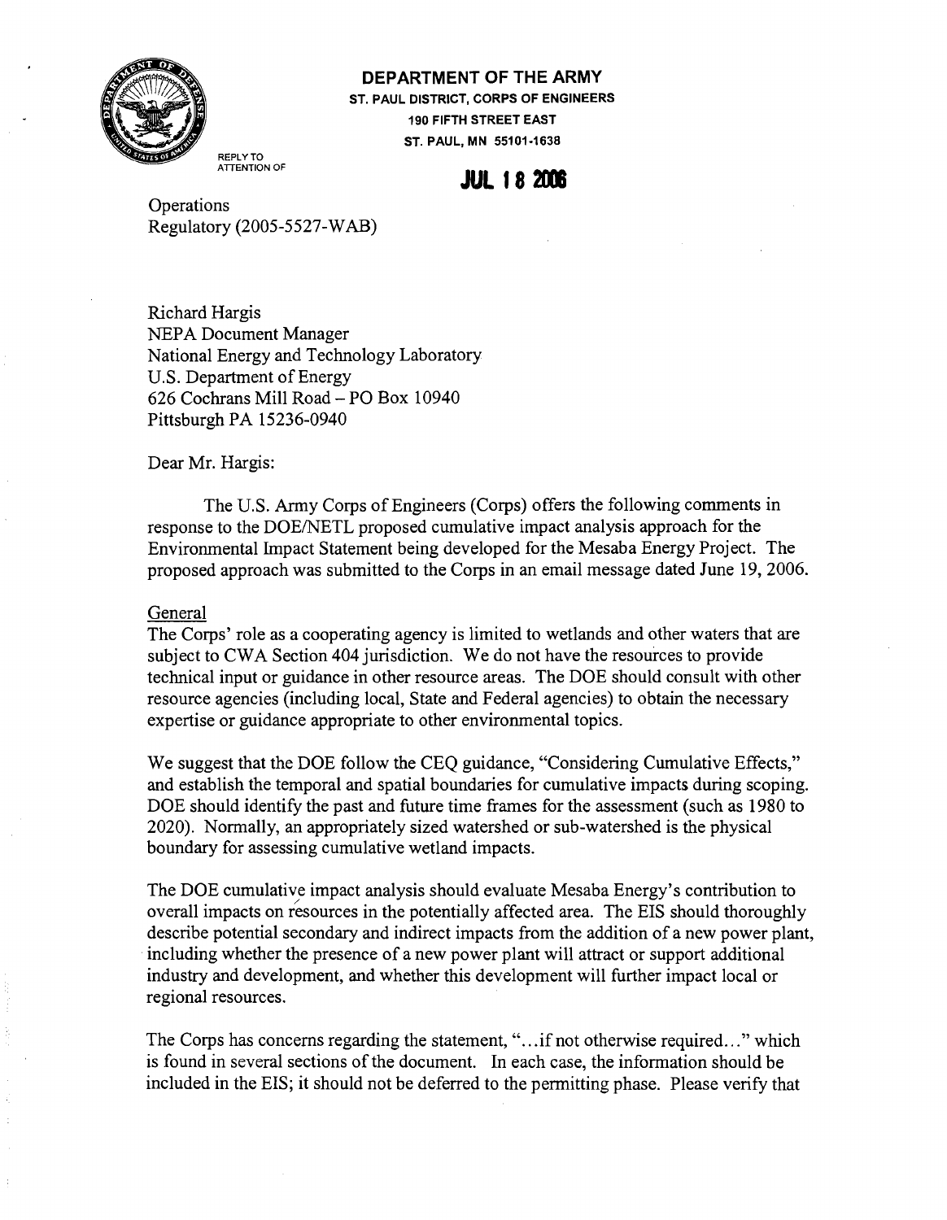**DEPARTMENT OF THE ARMY**
**ST. PAUL DISTRICT, CORPS OF ENGINEERS**
**190 FIFTH STREET EAST**
**ST. PAUL, MN 55101-1638**

REPLY TO ATTENTION OF

**JUL 18 2006**

Operations
Regulatory (2005-5527-WAB)

Richard Hargis
NEPA Document Manager
National Energy and Technology Laboratory
U.S. Department of Energy
626 Cochrans Mill Road – PO Box 10940
Pittsburgh PA 15236-0940

Dear Mr. Hargis:

The U.S. Army Corps of Engineers (Corps) offers the following comments in response to the DOE/NETL proposed cumulative impact analysis approach for the Environmental Impact Statement being developed for the Mesaba Energy Project. The proposed approach was submitted to the Corps in an email message dated June 19, 2006.

General

The Corps' role as a cooperating agency is limited to wetlands and other waters that are subject to CWA Section 404 jurisdiction. We do not have the resources to provide technical input or guidance in other resource areas. The DOE should consult with other resource agencies (including local, State and Federal agencies) to obtain the necessary expertise or guidance appropriate to other environmental topics.

We suggest that the DOE follow the CEQ guidance, "Considering Cumulative Effects," and establish the temporal and spatial boundaries for cumulative impacts during scoping. DOE should identify the past and future time frames for the assessment (such as 1980 to 2020). Normally, an appropriately sized watershed or sub-watershed is the physical boundary for assessing cumulative wetland impacts.

The DOE cumulative impact analysis should evaluate Mesaba Energy's contribution to overall impacts on resources in the potentially affected area. The EIS should thoroughly describe potential secondary and indirect impacts from the addition of a new power plant, including whether the presence of a new power plant will attract or support additional industry and development, and whether this development will further impact local or regional resources.

The Corps has concerns regarding the statement, "...if not otherwise required..." which is found in several sections of the document. In each case, the information should be included in the EIS; it should not be deferred to the permitting phase. Please verify that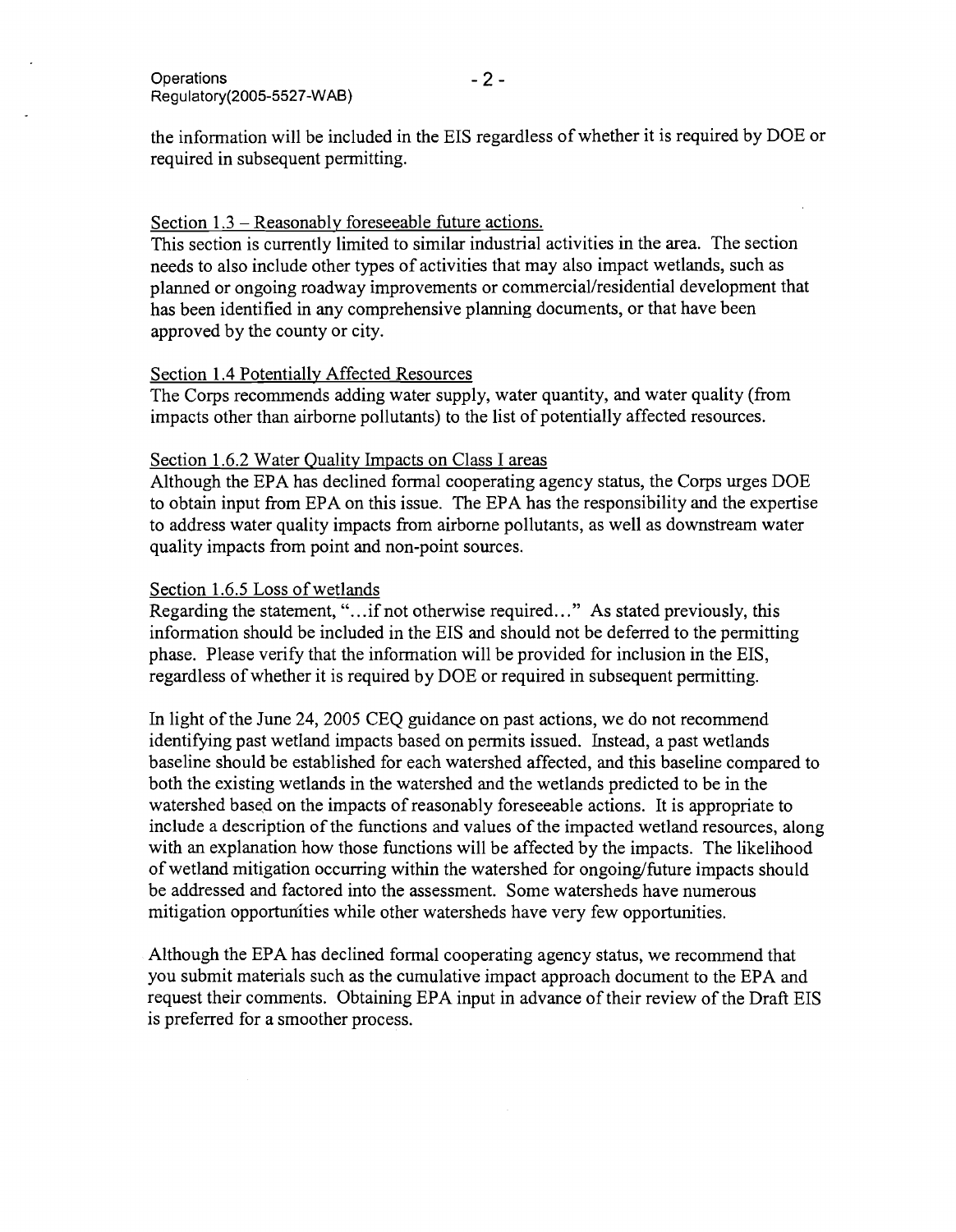the information will be included in the EIS regardless of whether it is required by DOE or required in subsequent permitting.

Section 1.3 – Reasonably foreseeable future actions.
This section is currently limited to similar industrial activities in the area. The section needs to also include other types of activities that may also impact wetlands, such as planned or ongoing roadway improvements or commercial/residential development that has been identified in any comprehensive planning documents, or that have been approved by the county or city.

Section 1.4 Potentially Affected Resources
The Corps recommends adding water supply, water quantity, and water quality (from impacts other than airborne pollutants) to the list of potentially affected resources.

Section 1.6.2 Water Quality Impacts on Class I areas
Although the EPA has declined formal cooperating agency status, the Corps urges DOE to obtain input from EPA on this issue. The EPA has the responsibility and the expertise to address water quality impacts from airborne pollutants, as well as downstream water quality impacts from point and non-point sources.

Section 1.6.5 Loss of wetlands
Regarding the statement, "…if not otherwise required…" As stated previously, this information should be included in the EIS and should not be deferred to the permitting phase. Please verify that the information will be provided for inclusion in the EIS, regardless of whether it is required by DOE or required in subsequent permitting.

In light of the June 24, 2005 CEQ guidance on past actions, we do not recommend identifying past wetland impacts based on permits issued. Instead, a past wetlands baseline should be established for each watershed affected, and this baseline compared to both the existing wetlands in the watershed and the wetlands predicted to be in the watershed based on the impacts of reasonably foreseeable actions. It is appropriate to include a description of the functions and values of the impacted wetland resources, along with an explanation how those functions will be affected by the impacts. The likelihood of wetland mitigation occurring within the watershed for ongoing/future impacts should be addressed and factored into the assessment. Some watersheds have numerous mitigation opportunities while other watersheds have very few opportunities.

Although the EPA has declined formal cooperating agency status, we recommend that you submit materials such as the cumulative impact approach document to the EPA and request their comments. Obtaining EPA input in advance of their review of the Draft EIS is preferred for a smoother process.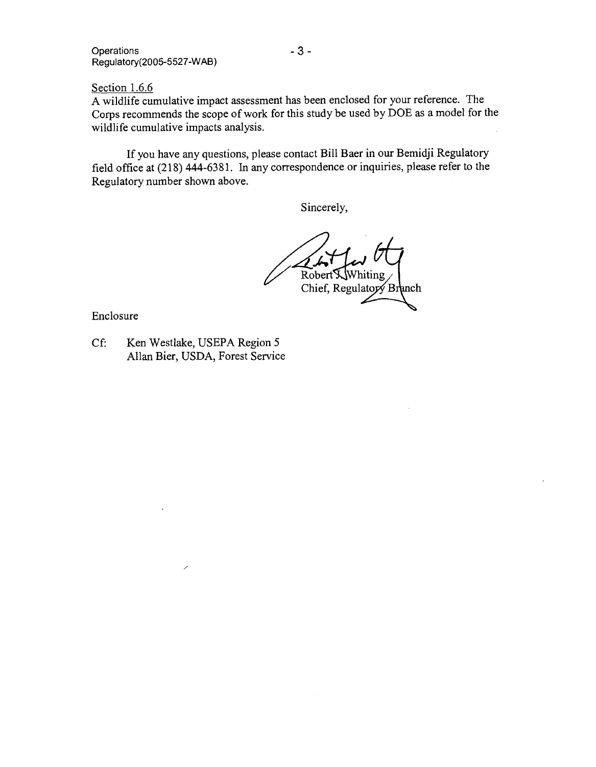Section 1.6.6

A wildlife cumulative impact assessment has been enclosed for your reference. The Corps recommends the scope of work for this study be used by DOE as a model for the wildlife cumulative impacts analysis.

If you have any questions, please contact Bill Baer in our Bemidji Regulatory field office at (218) 444-6381. In any correspondence or inquiries, please refer to the Regulatory number shown above.

Sincerely,

Robert J. Whiting
Chief, Regulatory Branch

Enclosure

Cf: Ken Westlake, USEPA Region 5
Allan Bier, USDA, Forest Service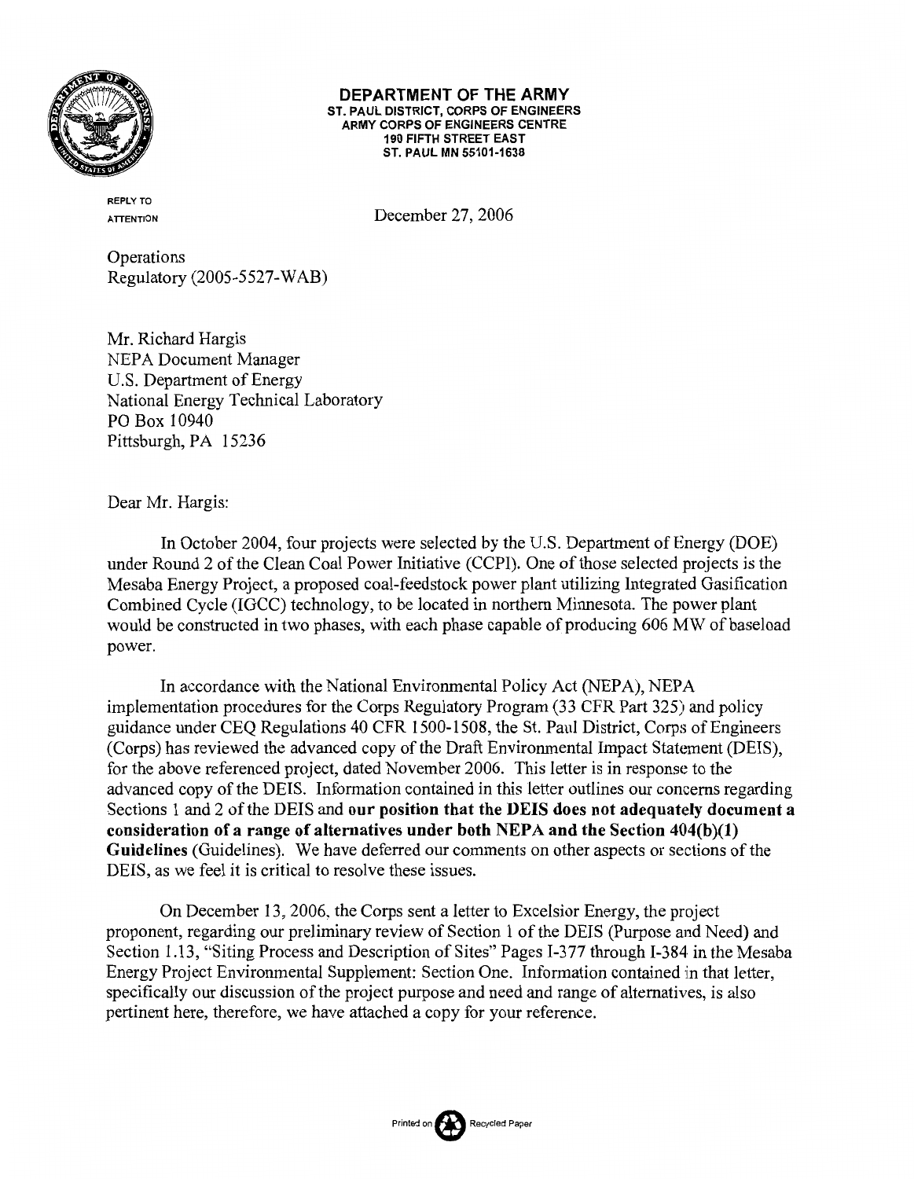**DEPARTMENT OF THE ARMY**
ST. PAUL DISTRICT, CORPS OF ENGINEERS
ARMY CORPS OF ENGINEERS CENTRE
190 FIFTH STREET EAST
ST. PAUL MN 55101-1638

REPLY TO
ATTENTION

December 27, 2006

Operations
Regulatory (2005-5527-WAB)

Mr. Richard Hargis
NEPA Document Manager
U.S. Department of Energy
National Energy Technical Laboratory
PO Box 10940
Pittsburgh, PA 15236

Dear Mr. Hargis:

In October 2004, four projects were selected by the U.S. Department of Energy (DOE) under Round 2 of the Clean Coal Power Initiative (CCPI). One of those selected projects is the Mesaba Energy Project, a proposed coal-feedstock power plant utilizing Integrated Gasification Combined Cycle (IGCC) technology, to be located in northern Minnesota. The power plant would be constructed in two phases, with each phase capable of producing 606 MW of baseload power.

In accordance with the National Environmental Policy Act (NEPA), NEPA implementation procedures for the Corps Regulatory Program (33 CFR Part 325) and policy guidance under CEQ Regulations 40 CFR 1500-1508, the St. Paul District, Corps of Engineers (Corps) has reviewed the advanced copy of the Draft Environmental Impact Statement (DEIS), for the above referenced project, dated November 2006. This letter is in response to the advanced copy of the DEIS. Information contained in this letter outlines our concerns regarding Sections 1 and 2 of the DEIS and **our position that the DEIS does not adequately document a consideration of a range of alternatives under both NEPA and the Section 404(b)(1) Guidelines** (Guidelines). We have deferred our comments on other aspects or sections of the DEIS, as we feel it is critical to resolve these issues.

On December 13, 2006, the Corps sent a letter to Excelsior Energy, the project proponent, regarding our preliminary review of Section 1 of the DEIS (Purpose and Need) and Section 1.13, "Siting Process and Description of Sites" Pages I-377 through I-384 in the Mesaba Energy Project Environmental Supplement: Section One. Information contained in that letter, specifically our discussion of the project purpose and need and range of alternatives, is also pertinent here, therefore, we have attached a copy for your reference.

Printed on Recycled Paper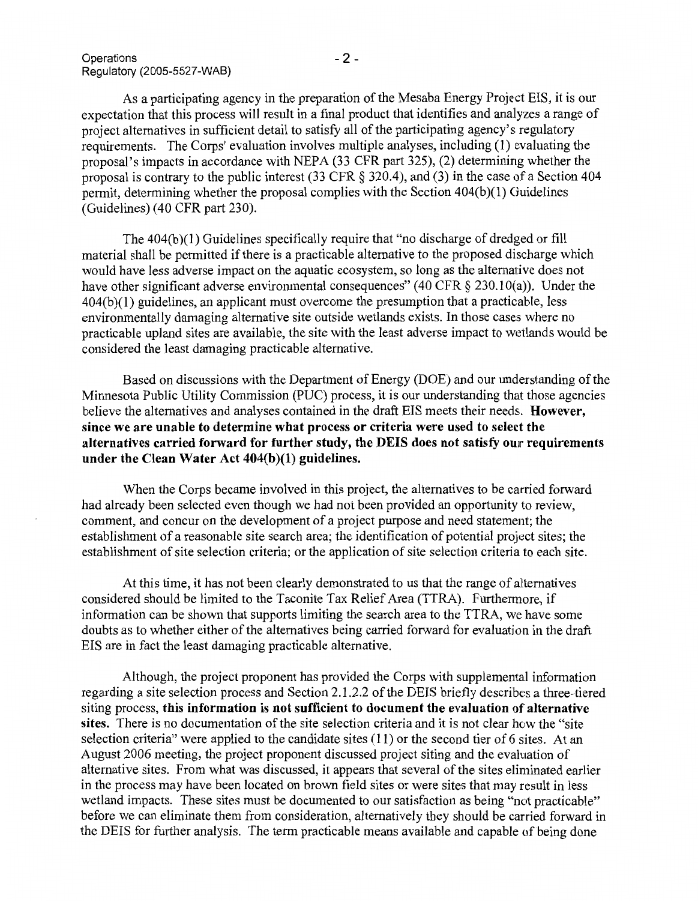As a participating agency in the preparation of the Mesaba Energy Project EIS, it is our expectation that this process will result in a final product that identifies and analyzes a range of project alternatives in sufficient detail to satisfy all of the participating agency's regulatory requirements. The Corps' evaluation involves multiple analyses, including (1) evaluating the proposal's impacts in accordance with NEPA (33 CFR part 325), (2) determining whether the proposal is contrary to the public interest (33 CFR § 320.4), and (3) in the case of a Section 404 permit, determining whether the proposal complies with the Section 404(b)(1) Guidelines (Guidelines) (40 CFR part 230).

The 404(b)(1) Guidelines specifically require that "no discharge of dredged or fill material shall be permitted if there is a practicable alternative to the proposed discharge which would have less adverse impact on the aquatic ecosystem, so long as the alternative does not have other significant adverse environmental consequences" (40 CFR § 230.10(a)). Under the 404(b)(1) guidelines, an applicant must overcome the presumption that a practicable, less environmentally damaging alternative site outside wetlands exists. In those cases where no practicable upland sites are available, the site with the least adverse impact to wetlands would be considered the least damaging practicable alternative.

Based on discussions with the Department of Energy (DOE) and our understanding of the Minnesota Public Utility Commission (PUC) process, it is our understanding that those agencies believe the alternatives and analyses contained in the draft EIS meets their needs. **However, since we are unable to determine what process or criteria were used to select the alternatives carried forward for further study, the DEIS does not satisfy our requirements under the Clean Water Act 404(b)(1) guidelines.**

When the Corps became involved in this project, the alternatives to be carried forward had already been selected even though we had not been provided an opportunity to review, comment, and concur on the development of a project purpose and need statement; the establishment of a reasonable site search area; the identification of potential project sites; the establishment of site selection criteria; or the application of site selection criteria to each site.

At this time, it has not been clearly demonstrated to us that the range of alternatives considered should be limited to the Taconite Tax Relief Area (TTRA). Furthermore, if information can be shown that supports limiting the search area to the TTRA, we have some doubts as to whether either of the alternatives being carried forward for evaluation in the draft EIS are in fact the least damaging practicable alternative.

Although, the project proponent has provided the Corps with supplemental information regarding a site selection process and Section 2.1.2.2 of the DEIS briefly describes a three-tiered siting process, **this information is not sufficient to document the evaluation of alternative sites.** There is no documentation of the site selection criteria and it is not clear how the "site selection criteria" were applied to the candidate sites (11) or the second tier of 6 sites. At an August 2006 meeting, the project proponent discussed project siting and the evaluation of alternative sites. From what was discussed, it appears that several of the sites eliminated earlier in the process may have been located on brown field sites or were sites that may result in less wetland impacts. These sites must be documented to our satisfaction as being "not practicable" before we can eliminate them from consideration, alternatively they should be carried forward in the DEIS for further analysis. The term practicable means available and capable of being done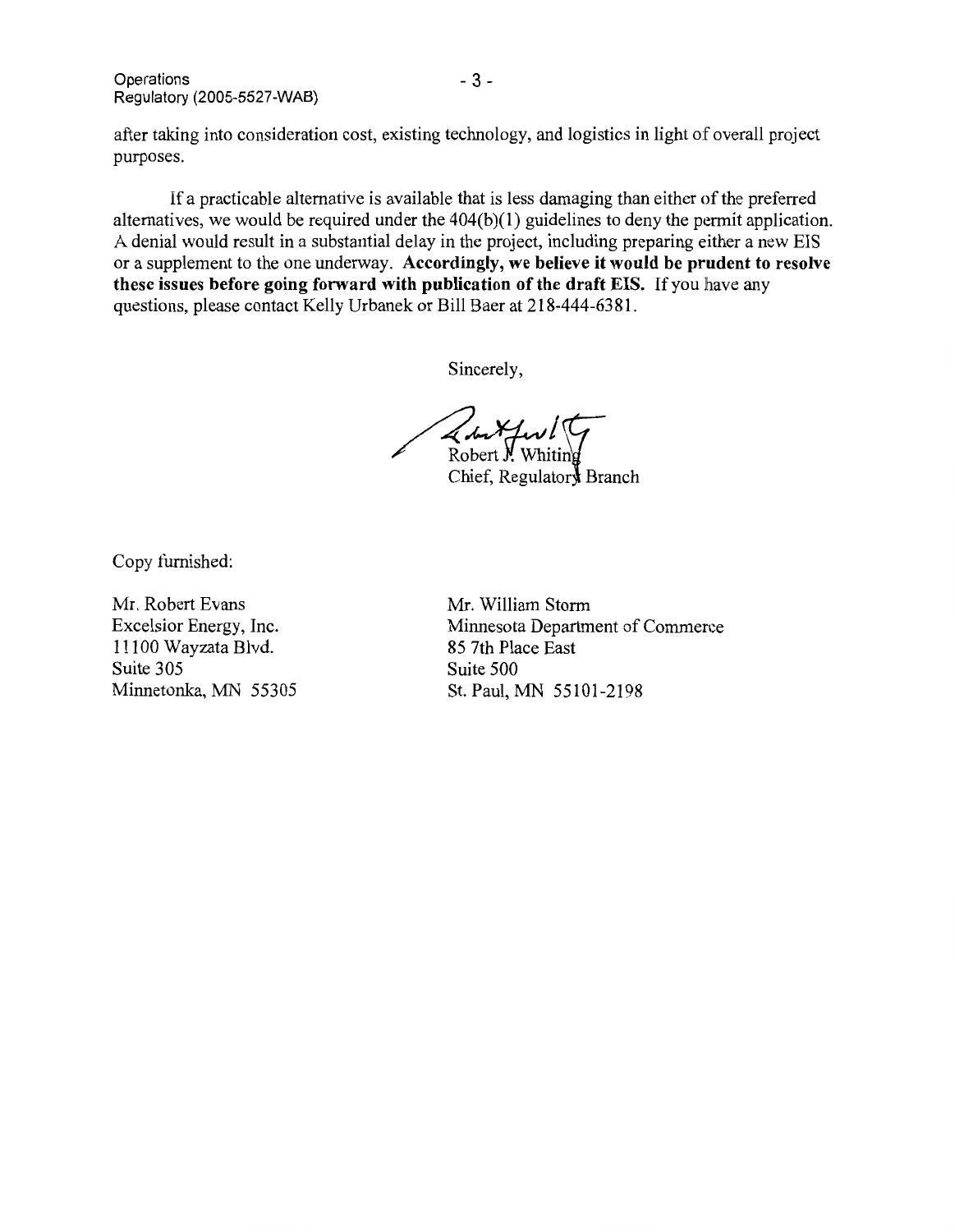after taking into consideration cost, existing technology, and logistics in light of overall project purposes.

If a practicable alternative is available that is less damaging than either of the preferred alternatives, we would be required under the 404(b)(1) guidelines to deny the permit application. A denial would result in a substantial delay in the project, including preparing either a new EIS or a supplement to the one underway. **Accordingly, we believe it would be prudent to resolve these issues before going forward with publication of the draft EIS.** If you have any questions, please contact Kelly Urbanek or Bill Baer at 218-444-6381.

Sincerely,

Robert J. Whiting
Chief, Regulatory Branch

Copy furnished:

Mr. Robert Evans
Excelsior Energy, Inc.
11100 Wayzata Blvd.
Suite 305
Minnetonka, MN 55305

Mr. William Storm
Minnesota Department of Commerce
85 7th Place East
Suite 500
St. Paul, MN 55101-2198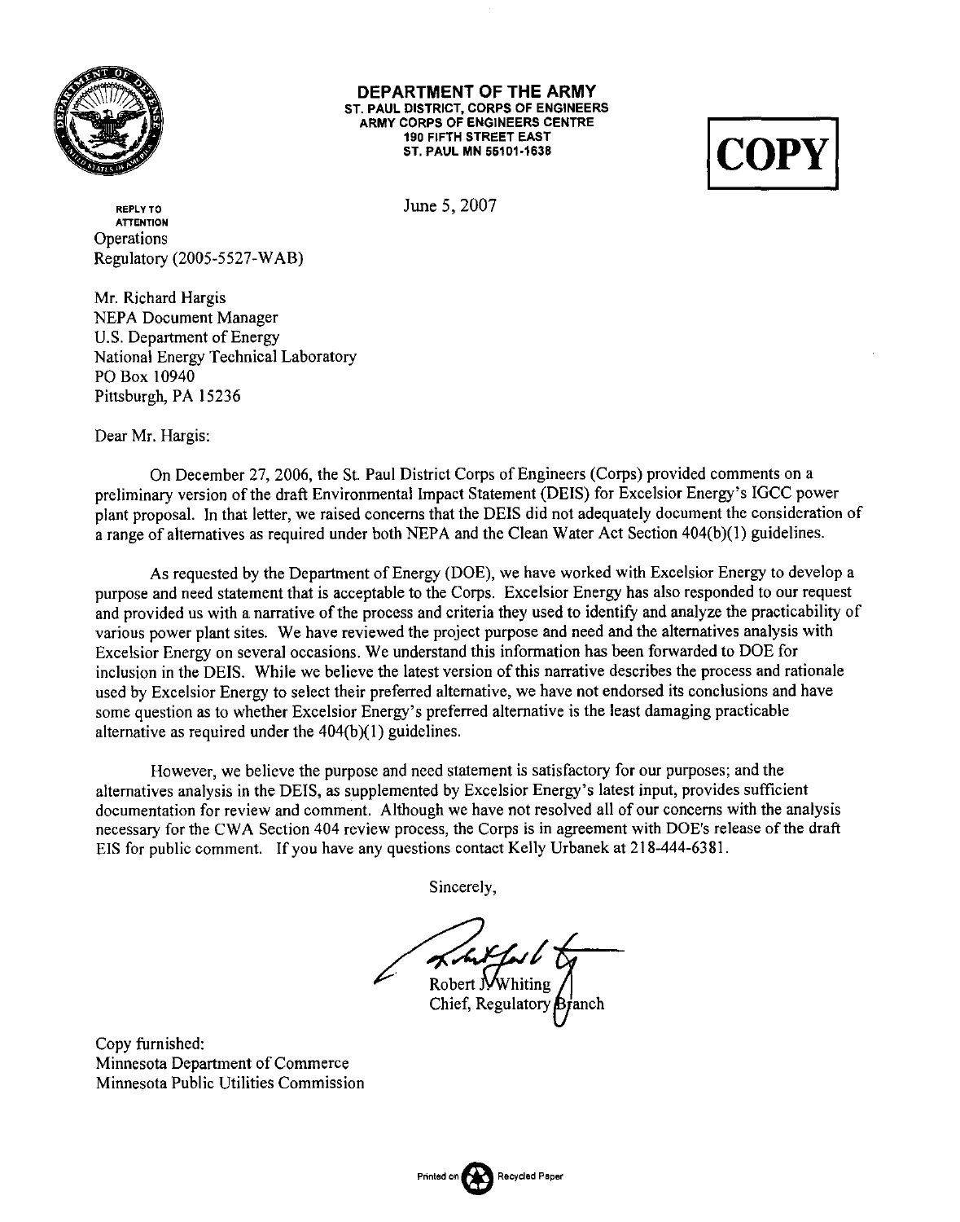**DEPARTMENT OF THE ARMY**
**ST. PAUL DISTRICT, CORPS OF ENGINEERS**
**ARMY CORPS OF ENGINEERS CENTRE**
**190 FIFTH STREET EAST**
**ST. PAUL MN 55101-1638**

**COPY**

June 5, 2007

REPLY TO ATTENTION
Operations
Regulatory (2005-5527-WAB)

Mr. Richard Hargis
NEPA Document Manager
U.S. Department of Energy
National Energy Technical Laboratory
PO Box 10940
Pittsburgh, PA 15236

Dear Mr. Hargis:

On December 27, 2006, the St. Paul District Corps of Engineers (Corps) provided comments on a preliminary version of the draft Environmental Impact Statement (DEIS) for Excelsior Energy's IGCC power plant proposal. In that letter, we raised concerns that the DEIS did not adequately document the consideration of a range of alternatives as required under both NEPA and the Clean Water Act Section 404(b)(1) guidelines.

As requested by the Department of Energy (DOE), we have worked with Excelsior Energy to develop a purpose and need statement that is acceptable to the Corps. Excelsior Energy has also responded to our request and provided us with a narrative of the process and criteria they used to identify and analyze the practicability of various power plant sites. We have reviewed the project purpose and need and the alternatives analysis with Excelsior Energy on several occasions. We understand this information has been forwarded to DOE for inclusion in the DEIS. While we believe the latest version of this narrative describes the process and rationale used by Excelsior Energy to select their preferred alternative, we have not endorsed its conclusions and have some question as to whether Excelsior Energy's preferred alternative is the least damaging practicable alternative as required under the 404(b)(1) guidelines.

However, we believe the purpose and need statement is satisfactory for our purposes; and the alternatives analysis in the DEIS, as supplemented by Excelsior Energy's latest input, provides sufficient documentation for review and comment. Although we have not resolved all of our concerns with the analysis necessary for the CWA Section 404 review process, the Corps is in agreement with DOE's release of the draft EIS for public comment. If you have any questions contact Kelly Urbanek at 218-444-6381.

Sincerely,

Robert J. Whiting
Chief, Regulatory Branch

Copy furnished:
Minnesota Department of Commerce
Minnesota Public Utilities Commission

Printed on Recycled Paper